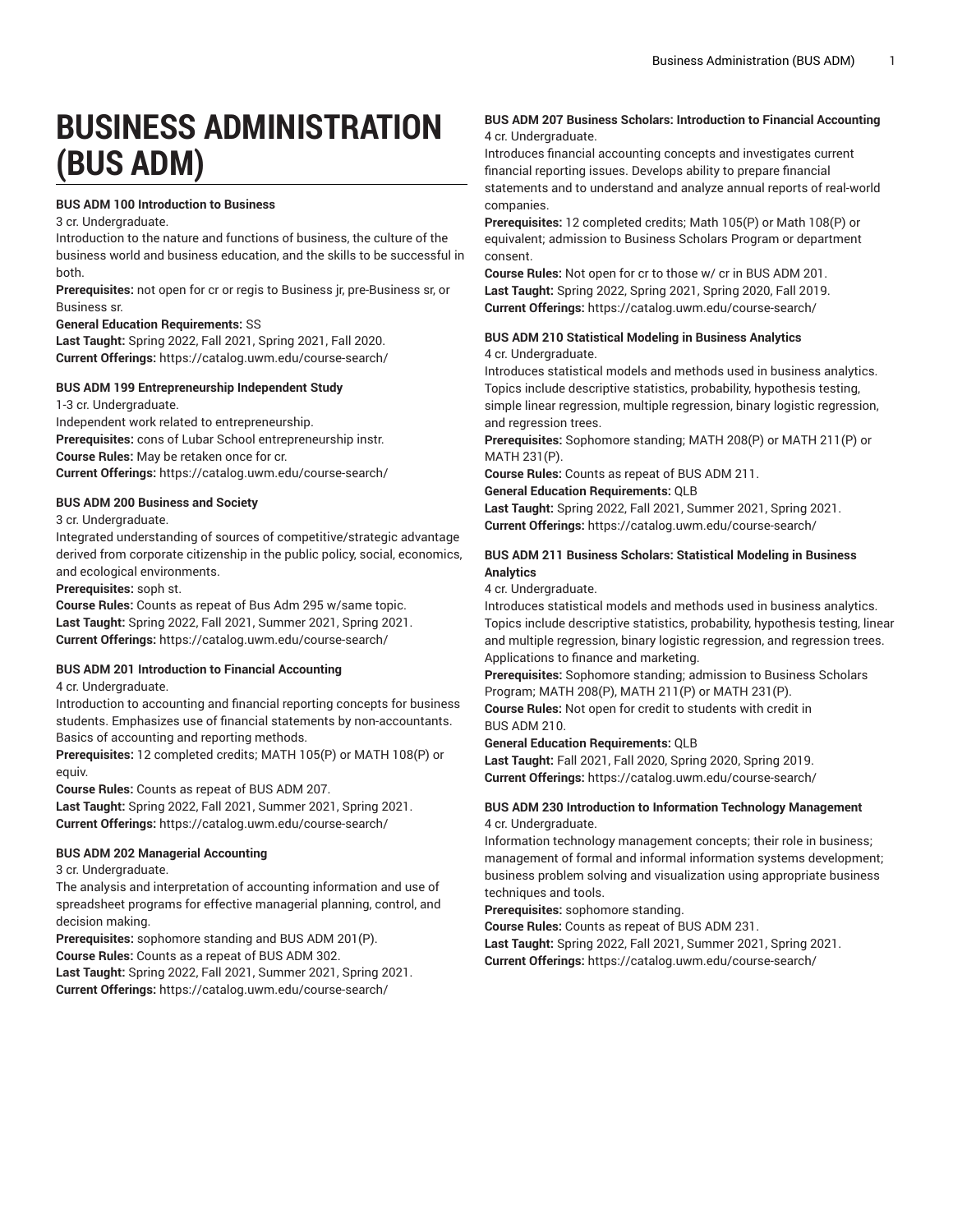# BUSINESS ADMINISTRATION (BUS ADM)

**BUS ADM 100 Introduction to Business**
3 cr. Undergraduate.
Introduction to the nature and functions of business, the culture of the business world and business education, and the skills to be successful in both.
**Prerequisites:** not open for cr or regis to Business jr, pre-Business sr, or Business sr.
**General Education Requirements:** SS
**Last Taught:** Spring 2022, Fall 2021, Spring 2021, Fall 2020.
**Current Offerings:** https://catalog.uwm.edu/course-search/

**BUS ADM 199 Entrepreneurship Independent Study**
1-3 cr. Undergraduate.
Independent work related to entrepreneurship.
**Prerequisites:** cons of Lubar School entrepreneurship instr.
**Course Rules:** May be retaken once for cr.
**Current Offerings:** https://catalog.uwm.edu/course-search/

**BUS ADM 200 Business and Society**
3 cr. Undergraduate.
Integrated understanding of sources of competitive/strategic advantage derived from corporate citizenship in the public policy, social, economics, and ecological environments.
**Prerequisites:** soph st.
**Course Rules:** Counts as repeat of Bus Adm 295 w/same topic.
**Last Taught:** Spring 2022, Fall 2021, Summer 2021, Spring 2021.
**Current Offerings:** https://catalog.uwm.edu/course-search/

**BUS ADM 201 Introduction to Financial Accounting**
4 cr. Undergraduate.
Introduction to accounting and financial reporting concepts for business students. Emphasizes use of financial statements by non-accountants. Basics of accounting and reporting methods.
**Prerequisites:** 12 completed credits; MATH 105(P) or MATH 108(P) or equiv.
**Course Rules:** Counts as repeat of BUS ADM 207.
**Last Taught:** Spring 2022, Fall 2021, Summer 2021, Spring 2021.
**Current Offerings:** https://catalog.uwm.edu/course-search/

**BUS ADM 202 Managerial Accounting**
3 cr. Undergraduate.
The analysis and interpretation of accounting information and use of spreadsheet programs for effective managerial planning, control, and decision making.
**Prerequisites:** sophomore standing and BUS ADM 201(P).
**Course Rules:** Counts as a repeat of BUS ADM 302.
**Last Taught:** Spring 2022, Fall 2021, Summer 2021, Spring 2021.
**Current Offerings:** https://catalog.uwm.edu/course-search/

**BUS ADM 207 Business Scholars: Introduction to Financial Accounting**
4 cr. Undergraduate.
Introduces financial accounting concepts and investigates current financial reporting issues. Develops ability to prepare financial statements and to understand and analyze annual reports of real-world companies.
**Prerequisites:** 12 completed credits; Math 105(P) or Math 108(P) or equivalent; admission to Business Scholars Program or department consent.
**Course Rules:** Not open for cr to those w/ cr in BUS ADM 201.
**Last Taught:** Spring 2022, Spring 2021, Spring 2020, Fall 2019.
**Current Offerings:** https://catalog.uwm.edu/course-search/

**BUS ADM 210 Statistical Modeling in Business Analytics**
4 cr. Undergraduate.
Introduces statistical models and methods used in business analytics. Topics include descriptive statistics, probability, hypothesis testing, simple linear regression, multiple regression, binary logistic regression, and regression trees.
**Prerequisites:** Sophomore standing; MATH 208(P) or MATH 211(P) or MATH 231(P).
**Course Rules:** Counts as repeat of BUS ADM 211.
**General Education Requirements:** QLB
**Last Taught:** Spring 2022, Fall 2021, Summer 2021, Spring 2021.
**Current Offerings:** https://catalog.uwm.edu/course-search/

**BUS ADM 211 Business Scholars: Statistical Modeling in Business Analytics**
4 cr. Undergraduate.
Introduces statistical models and methods used in business analytics. Topics include descriptive statistics, probability, hypothesis testing, linear and multiple regression, binary logistic regression, and regression trees. Applications to finance and marketing.
**Prerequisites:** Sophomore standing; admission to Business Scholars Program; MATH 208(P), MATH 211(P) or MATH 231(P).
**Course Rules:** Not open for credit to students with credit in BUS ADM 210.
**General Education Requirements:** QLB
**Last Taught:** Fall 2021, Fall 2020, Spring 2020, Spring 2019.
**Current Offerings:** https://catalog.uwm.edu/course-search/

**BUS ADM 230 Introduction to Information Technology Management**
4 cr. Undergraduate.
Information technology management concepts; their role in business; management of formal and informal information systems development; business problem solving and visualization using appropriate business techniques and tools.
**Prerequisites:** sophomore standing.
**Course Rules:** Counts as repeat of BUS ADM 231.
**Last Taught:** Spring 2022, Fall 2021, Summer 2021, Spring 2021.
**Current Offerings:** https://catalog.uwm.edu/course-search/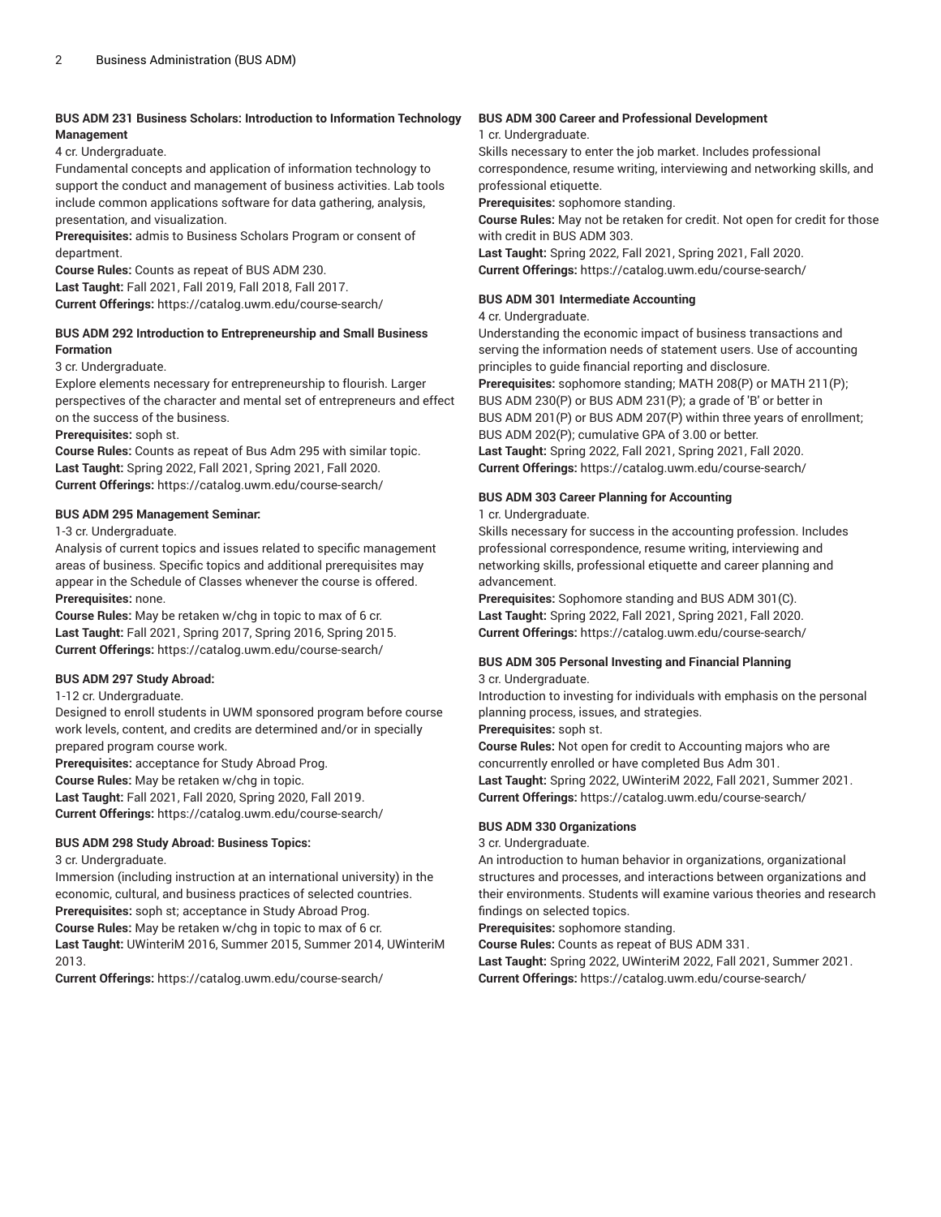**BUS ADM 231 Business Scholars: Introduction to Information Technology Management**

4 cr. Undergraduate.

Fundamental concepts and application of information technology to support the conduct and management of business activities. Lab tools include common applications software for data gathering, analysis, presentation, and visualization.

**Prerequisites:** admis to Business Scholars Program or consent of department.

**Course Rules:** Counts as repeat of BUS ADM 230.

**Last Taught:** Fall 2021, Fall 2019, Fall 2018, Fall 2017.

**Current Offerings:** https://catalog.uwm.edu/course-search/

**BUS ADM 292 Introduction to Entrepreneurship and Small Business Formation**

3 cr. Undergraduate.

Explore elements necessary for entrepreneurship to flourish. Larger perspectives of the character and mental set of entrepreneurs and effect on the success of the business.

**Prerequisites:** soph st.

**Course Rules:** Counts as repeat of Bus Adm 295 with similar topic.

**Last Taught:** Spring 2022, Fall 2021, Spring 2021, Fall 2020.

**Current Offerings:** https://catalog.uwm.edu/course-search/

**BUS ADM 295 Management Seminar:**

1-3 cr. Undergraduate.

Analysis of current topics and issues related to specific management areas of business. Specific topics and additional prerequisites may appear in the Schedule of Classes whenever the course is offered.

**Prerequisites:** none.

**Course Rules:** May be retaken w/chg in topic to max of 6 cr.

**Last Taught:** Fall 2021, Spring 2017, Spring 2016, Spring 2015.

**Current Offerings:** https://catalog.uwm.edu/course-search/

**BUS ADM 297 Study Abroad:**

1-12 cr. Undergraduate.

Designed to enroll students in UWM sponsored program before course work levels, content, and credits are determined and/or in specially prepared program course work.

**Prerequisites:** acceptance for Study Abroad Prog.

**Course Rules:** May be retaken w/chg in topic.

**Last Taught:** Fall 2021, Fall 2020, Spring 2020, Fall 2019.

**Current Offerings:** https://catalog.uwm.edu/course-search/

**BUS ADM 298 Study Abroad: Business Topics:**

3 cr. Undergraduate.

Immersion (including instruction at an international university) in the economic, cultural, and business practices of selected countries.

**Prerequisites:** soph st; acceptance in Study Abroad Prog.

**Course Rules:** May be retaken w/chg in topic to max of 6 cr.

**Last Taught:** UWinteriM 2016, Summer 2015, Summer 2014, UWinteriM 2013.

**Current Offerings:** https://catalog.uwm.edu/course-search/

**BUS ADM 300 Career and Professional Development**

1 cr. Undergraduate.

Skills necessary to enter the job market. Includes professional correspondence, resume writing, interviewing and networking skills, and professional etiquette.

**Prerequisites:** sophomore standing.

**Course Rules:** May not be retaken for credit. Not open for credit for those with credit in BUS ADM 303.

**Last Taught:** Spring 2022, Fall 2021, Spring 2021, Fall 2020.

**Current Offerings:** https://catalog.uwm.edu/course-search/

**BUS ADM 301 Intermediate Accounting**

4 cr. Undergraduate.

Understanding the economic impact of business transactions and serving the information needs of statement users. Use of accounting principles to guide financial reporting and disclosure.

**Prerequisites:** sophomore standing; MATH 208(P) or MATH 211(P); BUS ADM 230(P) or BUS ADM 231(P); a grade of 'B' or better in BUS ADM 201(P) or BUS ADM 207(P) within three years of enrollment; BUS ADM 202(P); cumulative GPA of 3.00 or better.

**Last Taught:** Spring 2022, Fall 2021, Spring 2021, Fall 2020.

**Current Offerings:** https://catalog.uwm.edu/course-search/

**BUS ADM 303 Career Planning for Accounting**

1 cr. Undergraduate.

Skills necessary for success in the accounting profession. Includes professional correspondence, resume writing, interviewing and networking skills, professional etiquette and career planning and advancement.

**Prerequisites:** Sophomore standing and BUS ADM 301(C).

**Last Taught:** Spring 2022, Fall 2021, Spring 2021, Fall 2020.

**Current Offerings:** https://catalog.uwm.edu/course-search/

**BUS ADM 305 Personal Investing and Financial Planning**

3 cr. Undergraduate.

Introduction to investing for individuals with emphasis on the personal planning process, issues, and strategies.

**Prerequisites:** soph st.

**Course Rules:** Not open for credit to Accounting majors who are concurrently enrolled or have completed Bus Adm 301.

**Last Taught:** Spring 2022, UWinteriM 2022, Fall 2021, Summer 2021.

**Current Offerings:** https://catalog.uwm.edu/course-search/

**BUS ADM 330 Organizations**

3 cr. Undergraduate.

An introduction to human behavior in organizations, organizational structures and processes, and interactions between organizations and their environments. Students will examine various theories and research findings on selected topics.

**Prerequisites:** sophomore standing.

**Course Rules:** Counts as repeat of BUS ADM 331.

**Last Taught:** Spring 2022, UWinteriM 2022, Fall 2021, Summer 2021.

**Current Offerings:** https://catalog.uwm.edu/course-search/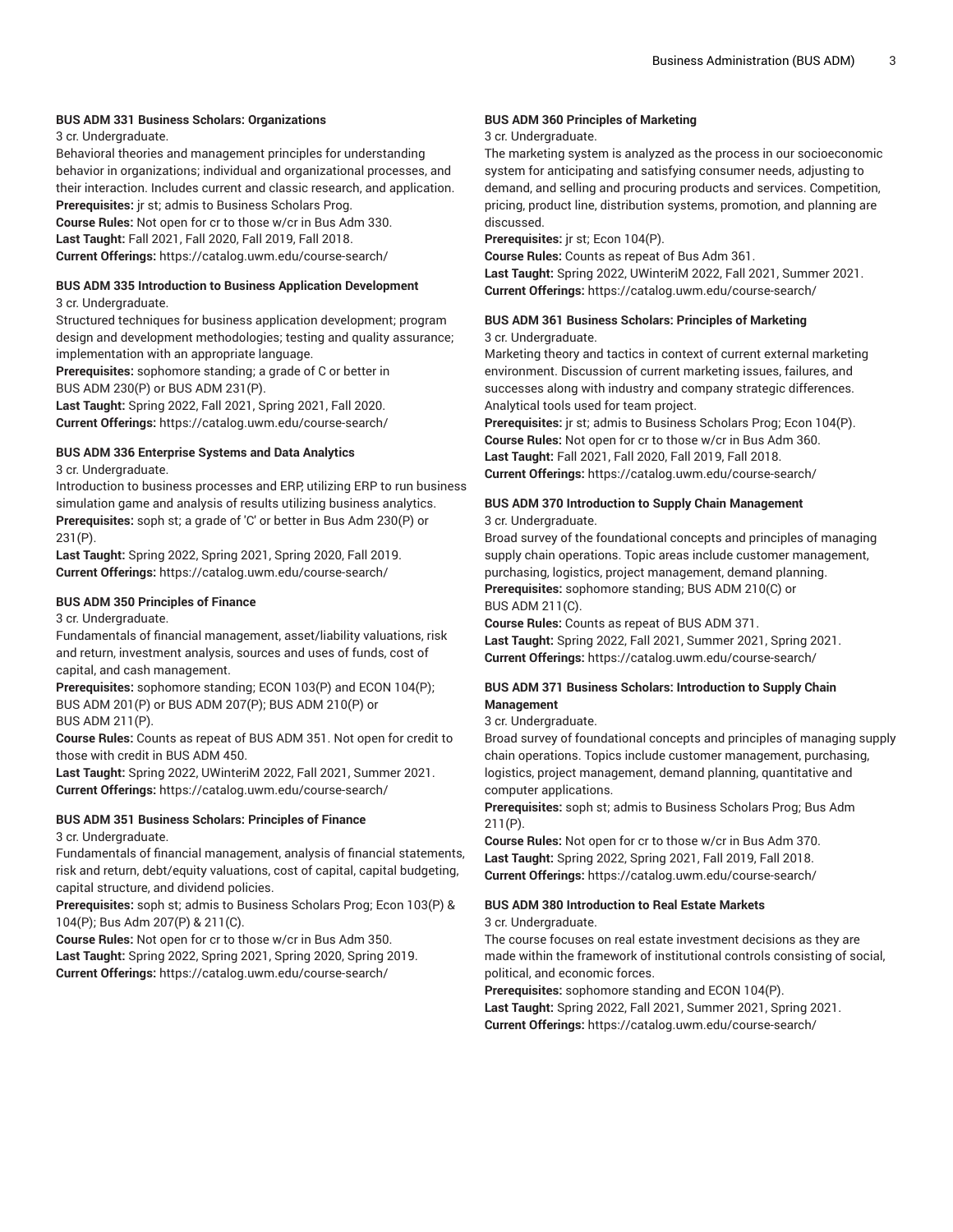**BUS ADM 331 Business Scholars: Organizations**

3 cr. Undergraduate.

Behavioral theories and management principles for understanding behavior in organizations; individual and organizational processes, and their interaction. Includes current and classic research, and application.

**Prerequisites:** jr st; admis to Business Scholars Prog.

**Course Rules:** Not open for cr to those w/cr in Bus Adm 330.

**Last Taught:** Fall 2021, Fall 2020, Fall 2019, Fall 2018.

**Current Offerings:** https://catalog.uwm.edu/course-search/

**BUS ADM 335 Introduction to Business Application Development**

3 cr. Undergraduate.

Structured techniques for business application development; program design and development methodologies; testing and quality assurance; implementation with an appropriate language.

**Prerequisites:** sophomore standing; a grade of C or better in BUS ADM 230(P) or BUS ADM 231(P).

**Last Taught:** Spring 2022, Fall 2021, Spring 2021, Fall 2020.

**Current Offerings:** https://catalog.uwm.edu/course-search/

**BUS ADM 336 Enterprise Systems and Data Analytics**

3 cr. Undergraduate.

Introduction to business processes and ERP, utilizing ERP to run business simulation game and analysis of results utilizing business analytics.

**Prerequisites:** soph st; a grade of 'C' or better in Bus Adm 230(P) or 231(P).

**Last Taught:** Spring 2022, Spring 2021, Spring 2020, Fall 2019.

**Current Offerings:** https://catalog.uwm.edu/course-search/

**BUS ADM 350 Principles of Finance**

3 cr. Undergraduate.

Fundamentals of financial management, asset/liability valuations, risk and return, investment analysis, sources and uses of funds, cost of capital, and cash management.

**Prerequisites:** sophomore standing; ECON 103(P) and ECON 104(P); BUS ADM 201(P) or BUS ADM 207(P); BUS ADM 210(P) or BUS ADM 211(P).

**Course Rules:** Counts as repeat of BUS ADM 351. Not open for credit to those with credit in BUS ADM 450.

**Last Taught:** Spring 2022, UWinteriM 2022, Fall 2021, Summer 2021.

**Current Offerings:** https://catalog.uwm.edu/course-search/

**BUS ADM 351 Business Scholars: Principles of Finance**

3 cr. Undergraduate.

Fundamentals of financial management, analysis of financial statements, risk and return, debt/equity valuations, cost of capital, capital budgeting, capital structure, and dividend policies.

**Prerequisites:** soph st; admis to Business Scholars Prog; Econ 103(P) & 104(P); Bus Adm 207(P) & 211(C).

**Course Rules:** Not open for cr to those w/cr in Bus Adm 350.

**Last Taught:** Spring 2022, Spring 2021, Spring 2020, Spring 2019.

**Current Offerings:** https://catalog.uwm.edu/course-search/

**BUS ADM 360 Principles of Marketing**

3 cr. Undergraduate.

The marketing system is analyzed as the process in our socioeconomic system for anticipating and satisfying consumer needs, adjusting to demand, and selling and procuring products and services. Competition, pricing, product line, distribution systems, promotion, and planning are discussed.

**Prerequisites:** jr st; Econ 104(P).

**Course Rules:** Counts as repeat of Bus Adm 361.

**Last Taught:** Spring 2022, UWinteriM 2022, Fall 2021, Summer 2021.

**Current Offerings:** https://catalog.uwm.edu/course-search/

**BUS ADM 361 Business Scholars: Principles of Marketing**

3 cr. Undergraduate.

Marketing theory and tactics in context of current external marketing environment. Discussion of current marketing issues, failures, and successes along with industry and company strategic differences. Analytical tools used for team project.

**Prerequisites:** jr st; admis to Business Scholars Prog; Econ 104(P).

**Course Rules:** Not open for cr to those w/cr in Bus Adm 360.

**Last Taught:** Fall 2021, Fall 2020, Fall 2019, Fall 2018.

**Current Offerings:** https://catalog.uwm.edu/course-search/

**BUS ADM 370 Introduction to Supply Chain Management**

3 cr. Undergraduate.

Broad survey of the foundational concepts and principles of managing supply chain operations. Topic areas include customer management, purchasing, logistics, project management, demand planning.

**Prerequisites:** sophomore standing; BUS ADM 210(C) or BUS ADM 211(C).

**Course Rules:** Counts as repeat of BUS ADM 371.

**Last Taught:** Spring 2022, Fall 2021, Summer 2021, Spring 2021.

**Current Offerings:** https://catalog.uwm.edu/course-search/

**BUS ADM 371 Business Scholars: Introduction to Supply Chain Management**

3 cr. Undergraduate.

Broad survey of foundational concepts and principles of managing supply chain operations. Topics include customer management, purchasing, logistics, project management, demand planning, quantitative and computer applications.

**Prerequisites:** soph st; admis to Business Scholars Prog; Bus Adm 211(P).

**Course Rules:** Not open for cr to those w/cr in Bus Adm 370.

**Last Taught:** Spring 2022, Spring 2021, Fall 2019, Fall 2018.

**Current Offerings:** https://catalog.uwm.edu/course-search/

**BUS ADM 380 Introduction to Real Estate Markets**

3 cr. Undergraduate.

The course focuses on real estate investment decisions as they are made within the framework of institutional controls consisting of social, political, and economic forces.

**Prerequisites:** sophomore standing and ECON 104(P).

**Last Taught:** Spring 2022, Fall 2021, Summer 2021, Spring 2021.

**Current Offerings:** https://catalog.uwm.edu/course-search/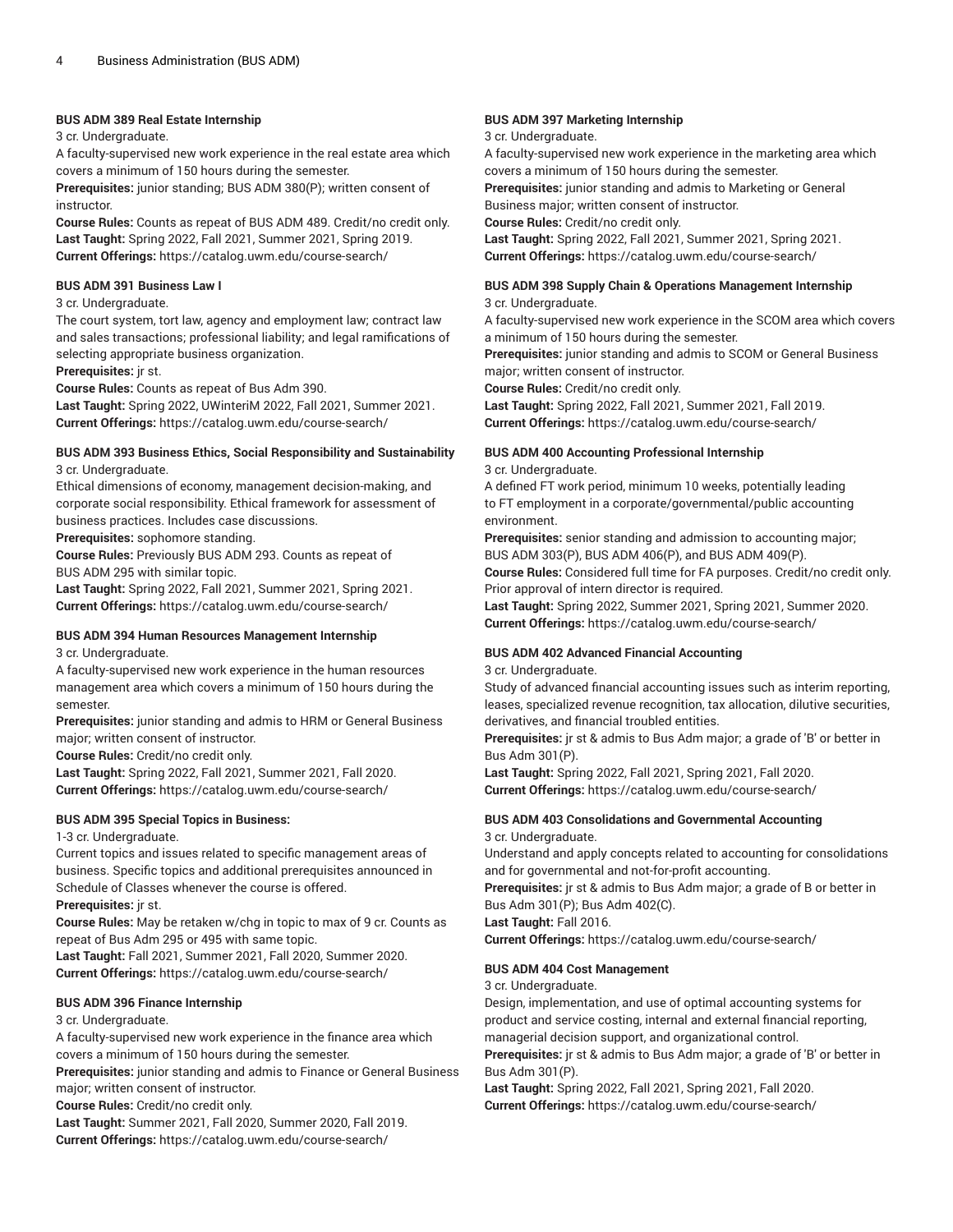**BUS ADM 389 Real Estate Internship**

3 cr. Undergraduate.

A faculty-supervised new work experience in the real estate area which covers a minimum of 150 hours during the semester.

**Prerequisites:** junior standing; BUS ADM 380(P); written consent of instructor.

**Course Rules:** Counts as repeat of BUS ADM 489. Credit/no credit only.

**Last Taught:** Spring 2022, Fall 2021, Summer 2021, Spring 2019.

**Current Offerings:** https://catalog.uwm.edu/course-search/

**BUS ADM 391 Business Law I**

3 cr. Undergraduate.

The court system, tort law, agency and employment law; contract law and sales transactions; professional liability; and legal ramifications of selecting appropriate business organization.

**Prerequisites:** jr st.

**Course Rules:** Counts as repeat of Bus Adm 390.

**Last Taught:** Spring 2022, UWinteriM 2022, Fall 2021, Summer 2021.

**Current Offerings:** https://catalog.uwm.edu/course-search/

**BUS ADM 393 Business Ethics, Social Responsibility and Sustainability**

3 cr. Undergraduate.

Ethical dimensions of economy, management decision-making, and corporate social responsibility. Ethical framework for assessment of business practices. Includes case discussions.

**Prerequisites:** sophomore standing.

**Course Rules:** Previously BUS ADM 293. Counts as repeat of BUS ADM 295 with similar topic.

**Last Taught:** Spring 2022, Fall 2021, Summer 2021, Spring 2021.

**Current Offerings:** https://catalog.uwm.edu/course-search/

**BUS ADM 394 Human Resources Management Internship**

3 cr. Undergraduate.

A faculty-supervised new work experience in the human resources management area which covers a minimum of 150 hours during the semester.

**Prerequisites:** junior standing and admis to HRM or General Business major; written consent of instructor.

**Course Rules:** Credit/no credit only.

**Last Taught:** Spring 2022, Fall 2021, Summer 2021, Fall 2020.

**Current Offerings:** https://catalog.uwm.edu/course-search/

**BUS ADM 395 Special Topics in Business:**

1-3 cr. Undergraduate.

Current topics and issues related to specific management areas of business. Specific topics and additional prerequisites announced in Schedule of Classes whenever the course is offered.

**Prerequisites:** jr st.

**Course Rules:** May be retaken w/chg in topic to max of 9 cr. Counts as repeat of Bus Adm 295 or 495 with same topic.

**Last Taught:** Fall 2021, Summer 2021, Fall 2020, Summer 2020.

**Current Offerings:** https://catalog.uwm.edu/course-search/

**BUS ADM 396 Finance Internship**

3 cr. Undergraduate.

A faculty-supervised new work experience in the finance area which covers a minimum of 150 hours during the semester.

**Prerequisites:** junior standing and admis to Finance or General Business major; written consent of instructor.

**Course Rules:** Credit/no credit only.

**Last Taught:** Summer 2021, Fall 2020, Summer 2020, Fall 2019.

**Current Offerings:** https://catalog.uwm.edu/course-search/

**BUS ADM 397 Marketing Internship**

3 cr. Undergraduate.

A faculty-supervised new work experience in the marketing area which covers a minimum of 150 hours during the semester.

**Prerequisites:** junior standing and admis to Marketing or General Business major; written consent of instructor.

**Course Rules:** Credit/no credit only.

**Last Taught:** Spring 2022, Fall 2021, Summer 2021, Spring 2021.

**Current Offerings:** https://catalog.uwm.edu/course-search/

**BUS ADM 398 Supply Chain & Operations Management Internship**

3 cr. Undergraduate.

A faculty-supervised new work experience in the SCOM area which covers a minimum of 150 hours during the semester.

**Prerequisites:** junior standing and admis to SCOM or General Business major; written consent of instructor.

**Course Rules:** Credit/no credit only.

**Last Taught:** Spring 2022, Fall 2021, Summer 2021, Fall 2019.

**Current Offerings:** https://catalog.uwm.edu/course-search/

**BUS ADM 400 Accounting Professional Internship**

3 cr. Undergraduate.

A defined FT work period, minimum 10 weeks, potentially leading to FT employment in a corporate/governmental/public accounting environment.

**Prerequisites:** senior standing and admission to accounting major; BUS ADM 303(P), BUS ADM 406(P), and BUS ADM 409(P).

**Course Rules:** Considered full time for FA purposes. Credit/no credit only. Prior approval of intern director is required.

**Last Taught:** Spring 2022, Summer 2021, Spring 2021, Summer 2020.

**Current Offerings:** https://catalog.uwm.edu/course-search/

**BUS ADM 402 Advanced Financial Accounting**

3 cr. Undergraduate.

Study of advanced financial accounting issues such as interim reporting, leases, specialized revenue recognition, tax allocation, dilutive securities, derivatives, and financial troubled entities.

**Prerequisites:** jr st & admis to Bus Adm major; a grade of 'B' or better in Bus Adm 301(P).

**Last Taught:** Spring 2022, Fall 2021, Spring 2021, Fall 2020.

**Current Offerings:** https://catalog.uwm.edu/course-search/

**BUS ADM 403 Consolidations and Governmental Accounting**

3 cr. Undergraduate.

Understand and apply concepts related to accounting for consolidations and for governmental and not-for-profit accounting.

**Prerequisites:** jr st & admis to Bus Adm major; a grade of B or better in Bus Adm 301(P); Bus Adm 402(C).

**Last Taught:** Fall 2016.

**Current Offerings:** https://catalog.uwm.edu/course-search/

**BUS ADM 404 Cost Management**

3 cr. Undergraduate.

Design, implementation, and use of optimal accounting systems for product and service costing, internal and external financial reporting, managerial decision support, and organizational control.

**Prerequisites:** jr st & admis to Bus Adm major; a grade of 'B' or better in Bus Adm 301(P).

**Last Taught:** Spring 2022, Fall 2021, Spring 2021, Fall 2020.

**Current Offerings:** https://catalog.uwm.edu/course-search/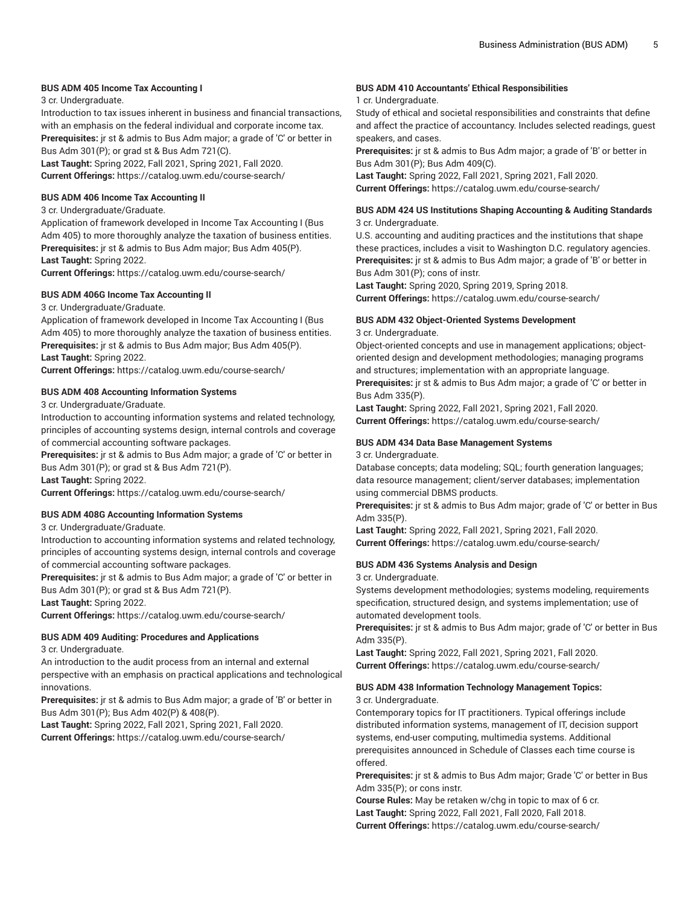#### BUS ADM 405 Income Tax Accounting I

3 cr. Undergraduate.

Introduction to tax issues inherent in business and financial transactions, with an emphasis on the federal individual and corporate income tax.

**Prerequisites:** jr st & admis to Bus Adm major; a grade of 'C' or better in Bus Adm 301(P); or grad st & Bus Adm 721(C).

**Last Taught:** Spring 2022, Fall 2021, Spring 2021, Fall 2020.

**Current Offerings:** https://catalog.uwm.edu/course-search/

#### BUS ADM 406 Income Tax Accounting II

3 cr. Undergraduate/Graduate.

Application of framework developed in Income Tax Accounting I (Bus Adm 405) to more thoroughly analyze the taxation of business entities.

**Prerequisites:** jr st & admis to Bus Adm major; Bus Adm 405(P).

**Last Taught:** Spring 2022.

**Current Offerings:** https://catalog.uwm.edu/course-search/

#### BUS ADM 406G Income Tax Accounting II

3 cr. Undergraduate/Graduate.

Application of framework developed in Income Tax Accounting I (Bus Adm 405) to more thoroughly analyze the taxation of business entities.

**Prerequisites:** jr st & admis to Bus Adm major; Bus Adm 405(P).

**Last Taught:** Spring 2022.

**Current Offerings:** https://catalog.uwm.edu/course-search/

#### BUS ADM 408 Accounting Information Systems

3 cr. Undergraduate/Graduate.

Introduction to accounting information systems and related technology, principles of accounting systems design, internal controls and coverage of commercial accounting software packages.

**Prerequisites:** jr st & admis to Bus Adm major; a grade of 'C' or better in Bus Adm 301(P); or grad st & Bus Adm 721(P).

**Last Taught:** Spring 2022.

**Current Offerings:** https://catalog.uwm.edu/course-search/

#### BUS ADM 408G Accounting Information Systems

3 cr. Undergraduate/Graduate.

Introduction to accounting information systems and related technology, principles of accounting systems design, internal controls and coverage of commercial accounting software packages.

**Prerequisites:** jr st & admis to Bus Adm major; a grade of 'C' or better in Bus Adm 301(P); or grad st & Bus Adm 721(P).

**Last Taught:** Spring 2022.

**Current Offerings:** https://catalog.uwm.edu/course-search/

#### BUS ADM 409 Auditing: Procedures and Applications

3 cr. Undergraduate.

An introduction to the audit process from an internal and external perspective with an emphasis on practical applications and technological innovations.

**Prerequisites:** jr st & admis to Bus Adm major; a grade of 'B' or better in Bus Adm 301(P); Bus Adm 402(P) & 408(P).

**Last Taught:** Spring 2022, Fall 2021, Spring 2021, Fall 2020.

**Current Offerings:** https://catalog.uwm.edu/course-search/

#### BUS ADM 410 Accountants' Ethical Responsibilities

1 cr. Undergraduate.

Study of ethical and societal responsibilities and constraints that define and affect the practice of accountancy. Includes selected readings, guest speakers, and cases.

**Prerequisites:** jr st & admis to Bus Adm major; a grade of 'B' or better in Bus Adm 301(P); Bus Adm 409(C).

**Last Taught:** Spring 2022, Fall 2021, Spring 2021, Fall 2020.

**Current Offerings:** https://catalog.uwm.edu/course-search/

#### BUS ADM 424 US Institutions Shaping Accounting & Auditing Standards

3 cr. Undergraduate.

U.S. accounting and auditing practices and the institutions that shape these practices, includes a visit to Washington D.C. regulatory agencies.

**Prerequisites:** jr st & admis to Bus Adm major; a grade of 'B' or better in Bus Adm 301(P); cons of instr.

**Last Taught:** Spring 2020, Spring 2019, Spring 2018.

**Current Offerings:** https://catalog.uwm.edu/course-search/

#### BUS ADM 432 Object-Oriented Systems Development

3 cr. Undergraduate.

Object-oriented concepts and use in management applications; object-oriented design and development methodologies; managing programs and structures; implementation with an appropriate language.

**Prerequisites:** jr st & admis to Bus Adm major; a grade of 'C' or better in Bus Adm 335(P).

**Last Taught:** Spring 2022, Fall 2021, Spring 2021, Fall 2020.

**Current Offerings:** https://catalog.uwm.edu/course-search/

#### BUS ADM 434 Data Base Management Systems

3 cr. Undergraduate.

Database concepts; data modeling; SQL; fourth generation languages; data resource management; client/server databases; implementation using commercial DBMS products.

**Prerequisites:** jr st & admis to Bus Adm major; grade of 'C' or better in Bus Adm 335(P).

**Last Taught:** Spring 2022, Fall 2021, Spring 2021, Fall 2020.

**Current Offerings:** https://catalog.uwm.edu/course-search/

#### BUS ADM 436 Systems Analysis and Design

3 cr. Undergraduate.

Systems development methodologies; systems modeling, requirements specification, structured design, and systems implementation; use of automated development tools.

**Prerequisites:** jr st & admis to Bus Adm major; grade of 'C' or better in Bus Adm 335(P).

**Last Taught:** Spring 2022, Fall 2021, Spring 2021, Fall 2020.

**Current Offerings:** https://catalog.uwm.edu/course-search/

#### BUS ADM 438 Information Technology Management Topics:

3 cr. Undergraduate.

Contemporary topics for IT practitioners. Typical offerings include distributed information systems, management of IT, decision support systems, end-user computing, multimedia systems. Additional prerequisites announced in Schedule of Classes each time course is offered.

**Prerequisites:** jr st & admis to Bus Adm major; Grade 'C' or better in Bus Adm 335(P); or cons instr.

**Course Rules:** May be retaken w/chg in topic to max of 6 cr.

**Last Taught:** Spring 2022, Fall 2021, Fall 2020, Fall 2018.

**Current Offerings:** https://catalog.uwm.edu/course-search/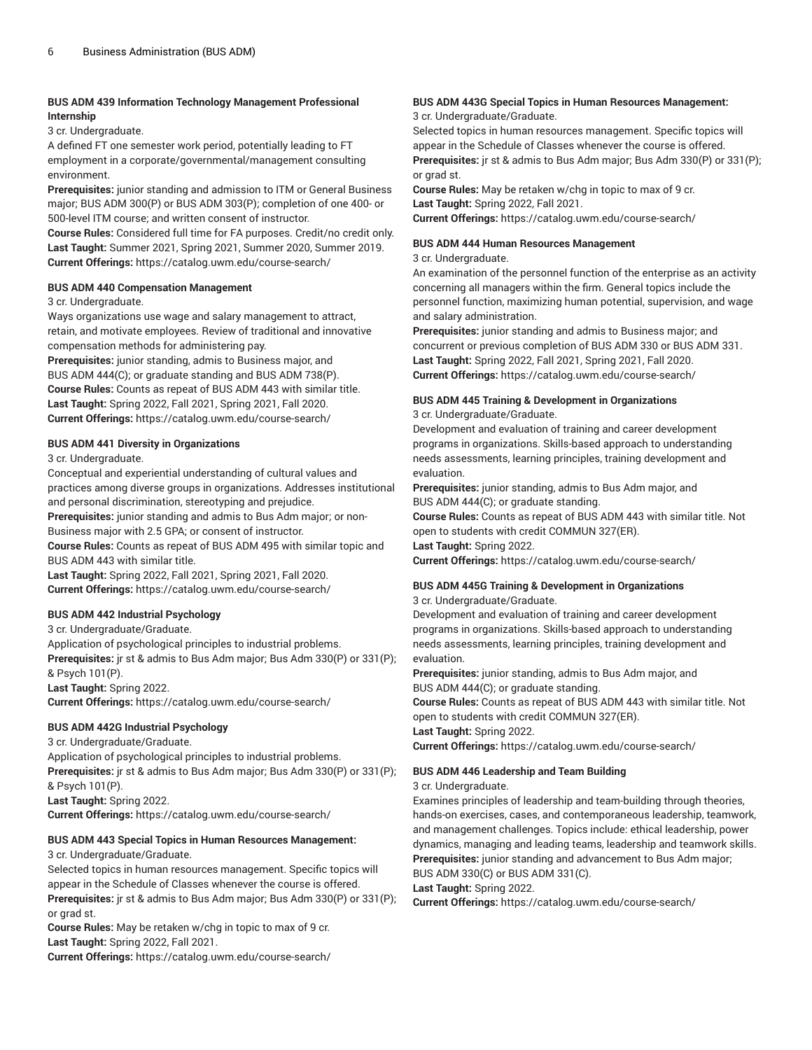**BUS ADM 439 Information Technology Management Professional Internship**

3 cr. Undergraduate.

A defined FT one semester work period, potentially leading to FT employment in a corporate/governmental/management consulting environment.

**Prerequisites:** junior standing and admission to ITM or General Business major; BUS ADM 300(P) or BUS ADM 303(P); completion of one 400- or 500-level ITM course; and written consent of instructor.

**Course Rules:** Considered full time for FA purposes. Credit/no credit only.

**Last Taught:** Summer 2021, Spring 2021, Summer 2020, Summer 2019.

**Current Offerings:** https://catalog.uwm.edu/course-search/

**BUS ADM 440 Compensation Management**

3 cr. Undergraduate.

Ways organizations use wage and salary management to attract, retain, and motivate employees. Review of traditional and innovative compensation methods for administering pay.

**Prerequisites:** junior standing, admis to Business major, and BUS ADM 444(C); or graduate standing and BUS ADM 738(P).

**Course Rules:** Counts as repeat of BUS ADM 443 with similar title.

**Last Taught:** Spring 2022, Fall 2021, Spring 2021, Fall 2020.

**Current Offerings:** https://catalog.uwm.edu/course-search/

**BUS ADM 441 Diversity in Organizations**

3 cr. Undergraduate.

Conceptual and experiential understanding of cultural values and practices among diverse groups in organizations. Addresses institutional and personal discrimination, stereotyping and prejudice.

**Prerequisites:** junior standing and admis to Bus Adm major; or non-Business major with 2.5 GPA; or consent of instructor.

**Course Rules:** Counts as repeat of BUS ADM 495 with similar topic and BUS ADM 443 with similar title.

**Last Taught:** Spring 2022, Fall 2021, Spring 2021, Fall 2020.

**Current Offerings:** https://catalog.uwm.edu/course-search/

**BUS ADM 442 Industrial Psychology**

3 cr. Undergraduate/Graduate.

Application of psychological principles to industrial problems.

**Prerequisites:** jr st & admis to Bus Adm major; Bus Adm 330(P) or 331(P); & Psych 101(P).

**Last Taught:** Spring 2022.

**Current Offerings:** https://catalog.uwm.edu/course-search/

**BUS ADM 442G Industrial Psychology**

3 cr. Undergraduate/Graduate.

Application of psychological principles to industrial problems.

**Prerequisites:** jr st & admis to Bus Adm major; Bus Adm 330(P) or 331(P); & Psych 101(P).

**Last Taught:** Spring 2022.

**Current Offerings:** https://catalog.uwm.edu/course-search/

**BUS ADM 443 Special Topics in Human Resources Management:**

3 cr. Undergraduate/Graduate.

Selected topics in human resources management. Specific topics will appear in the Schedule of Classes whenever the course is offered.

**Prerequisites:** jr st & admis to Bus Adm major; Bus Adm 330(P) or 331(P); or grad st.

**Course Rules:** May be retaken w/chg in topic to max of 9 cr.

**Last Taught:** Spring 2022, Fall 2021.

**Current Offerings:** https://catalog.uwm.edu/course-search/

**BUS ADM 443G Special Topics in Human Resources Management:**

3 cr. Undergraduate/Graduate.

Selected topics in human resources management. Specific topics will appear in the Schedule of Classes whenever the course is offered.

**Prerequisites:** jr st & admis to Bus Adm major; Bus Adm 330(P) or 331(P); or grad st.

**Course Rules:** May be retaken w/chg in topic to max of 9 cr.

**Last Taught:** Spring 2022, Fall 2021.

**Current Offerings:** https://catalog.uwm.edu/course-search/

**BUS ADM 444 Human Resources Management**

3 cr. Undergraduate.

An examination of the personnel function of the enterprise as an activity concerning all managers within the firm. General topics include the personnel function, maximizing human potential, supervision, and wage and salary administration.

**Prerequisites:** junior standing and admis to Business major; and concurrent or previous completion of BUS ADM 330 or BUS ADM 331.

**Last Taught:** Spring 2022, Fall 2021, Spring 2021, Fall 2020.

**Current Offerings:** https://catalog.uwm.edu/course-search/

**BUS ADM 445 Training & Development in Organizations**

3 cr. Undergraduate/Graduate.

Development and evaluation of training and career development programs in organizations. Skills-based approach to understanding needs assessments, learning principles, training development and evaluation.

**Prerequisites:** junior standing, admis to Bus Adm major, and BUS ADM 444(C); or graduate standing.

**Course Rules:** Counts as repeat of BUS ADM 443 with similar title. Not open to students with credit COMMUN 327(ER).

**Last Taught:** Spring 2022.

**Current Offerings:** https://catalog.uwm.edu/course-search/

**BUS ADM 445G Training & Development in Organizations**

3 cr. Undergraduate/Graduate.

Development and evaluation of training and career development programs in organizations. Skills-based approach to understanding needs assessments, learning principles, training development and evaluation.

**Prerequisites:** junior standing, admis to Bus Adm major, and BUS ADM 444(C); or graduate standing.

**Course Rules:** Counts as repeat of BUS ADM 443 with similar title. Not open to students with credit COMMUN 327(ER).

**Last Taught:** Spring 2022.

**Current Offerings:** https://catalog.uwm.edu/course-search/

**BUS ADM 446 Leadership and Team Building**

3 cr. Undergraduate.

Examines principles of leadership and team-building through theories, hands-on exercises, cases, and contemporaneous leadership, teamwork, and management challenges. Topics include: ethical leadership, power dynamics, managing and leading teams, leadership and teamwork skills.

**Prerequisites:** junior standing and advancement to Bus Adm major; BUS ADM 330(C) or BUS ADM 331(C).

**Last Taught:** Spring 2022.

**Current Offerings:** https://catalog.uwm.edu/course-search/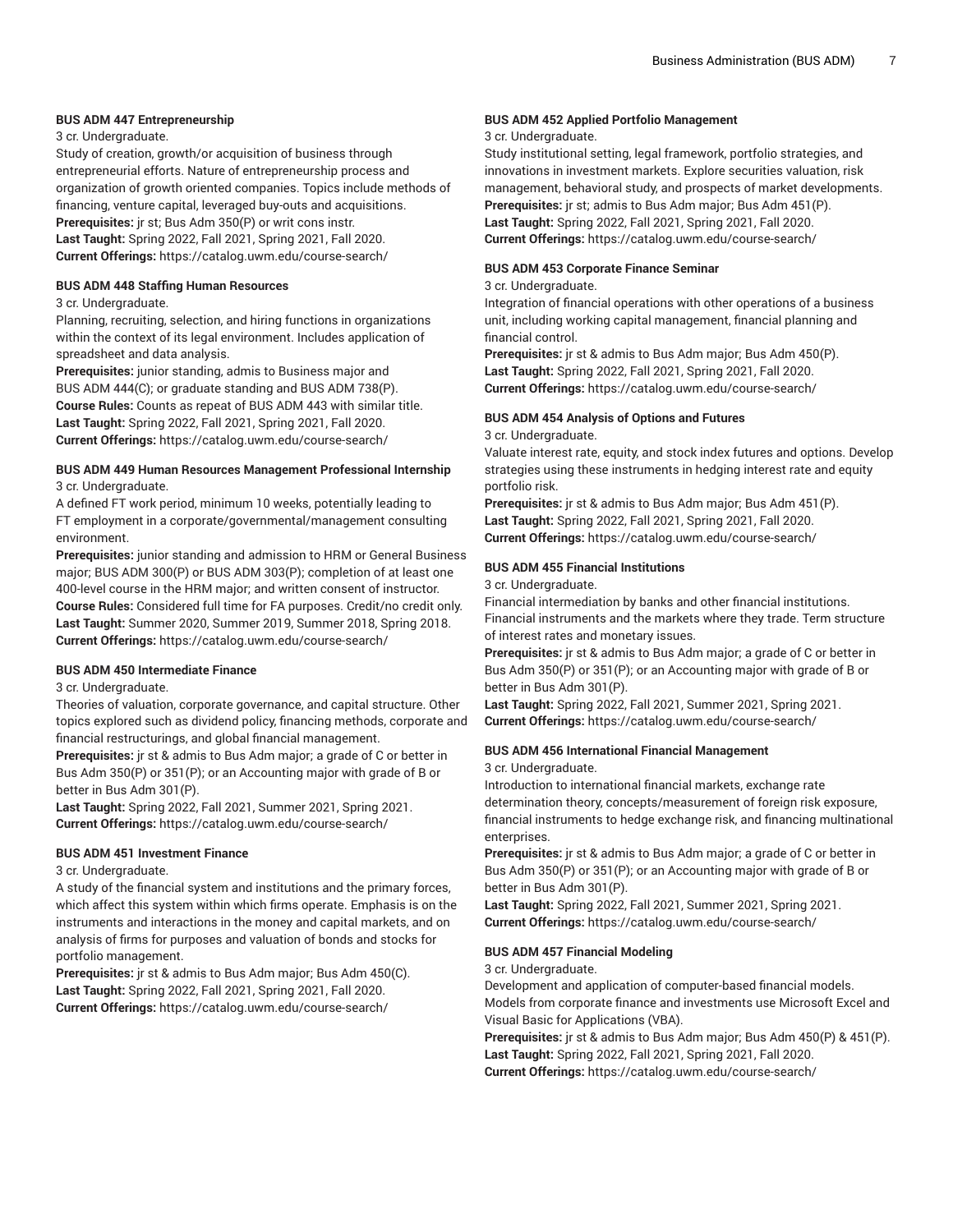#### BUS ADM 447 Entrepreneurship

3 cr. Undergraduate.

Study of creation, growth/or acquisition of business through entrepreneurial efforts. Nature of entrepreneurship process and organization of growth oriented companies. Topics include methods of financing, venture capital, leveraged buy-outs and acquisitions.

**Prerequisites:** jr st; Bus Adm 350(P) or writ cons instr.

**Last Taught:** Spring 2022, Fall 2021, Spring 2021, Fall 2020.

**Current Offerings:** https://catalog.uwm.edu/course-search/

#### BUS ADM 448 Staffing Human Resources

3 cr. Undergraduate.

Planning, recruiting, selection, and hiring functions in organizations within the context of its legal environment. Includes application of spreadsheet and data analysis.

**Prerequisites:** junior standing, admis to Business major and BUS ADM 444(C); or graduate standing and BUS ADM 738(P).

**Course Rules:** Counts as repeat of BUS ADM 443 with similar title.

**Last Taught:** Spring 2022, Fall 2021, Spring 2021, Fall 2020.

**Current Offerings:** https://catalog.uwm.edu/course-search/

#### BUS ADM 449 Human Resources Management Professional Internship

3 cr. Undergraduate.

A defined FT work period, minimum 10 weeks, potentially leading to FT employment in a corporate/governmental/management consulting environment.

**Prerequisites:** junior standing and admission to HRM or General Business major; BUS ADM 300(P) or BUS ADM 303(P); completion of at least one 400-level course in the HRM major; and written consent of instructor.

**Course Rules:** Considered full time for FA purposes. Credit/no credit only.

**Last Taught:** Summer 2020, Summer 2019, Summer 2018, Spring 2018.

**Current Offerings:** https://catalog.uwm.edu/course-search/

#### BUS ADM 450 Intermediate Finance

3 cr. Undergraduate.

Theories of valuation, corporate governance, and capital structure. Other topics explored such as dividend policy, financing methods, corporate and financial restructurings, and global financial management.

**Prerequisites:** jr st & admis to Bus Adm major; a grade of C or better in Bus Adm 350(P) or 351(P); or an Accounting major with grade of B or better in Bus Adm 301(P).

**Last Taught:** Spring 2022, Fall 2021, Summer 2021, Spring 2021.

**Current Offerings:** https://catalog.uwm.edu/course-search/

#### BUS ADM 451 Investment Finance

3 cr. Undergraduate.

A study of the financial system and institutions and the primary forces, which affect this system within which firms operate. Emphasis is on the instruments and interactions in the money and capital markets, and on analysis of firms for purposes and valuation of bonds and stocks for portfolio management.

**Prerequisites:** jr st & admis to Bus Adm major; Bus Adm 450(C).

**Last Taught:** Spring 2022, Fall 2021, Spring 2021, Fall 2020.

**Current Offerings:** https://catalog.uwm.edu/course-search/

#### BUS ADM 452 Applied Portfolio Management

3 cr. Undergraduate.

Study institutional setting, legal framework, portfolio strategies, and innovations in investment markets. Explore securities valuation, risk management, behavioral study, and prospects of market developments.

**Prerequisites:** jr st; admis to Bus Adm major; Bus Adm 451(P).

**Last Taught:** Spring 2022, Fall 2021, Spring 2021, Fall 2020.

**Current Offerings:** https://catalog.uwm.edu/course-search/

#### BUS ADM 453 Corporate Finance Seminar

3 cr. Undergraduate.

Integration of financial operations with other operations of a business unit, including working capital management, financial planning and financial control.

**Prerequisites:** jr st & admis to Bus Adm major; Bus Adm 450(P).

**Last Taught:** Spring 2022, Fall 2021, Spring 2021, Fall 2020.

**Current Offerings:** https://catalog.uwm.edu/course-search/

#### BUS ADM 454 Analysis of Options and Futures

3 cr. Undergraduate.

Valuate interest rate, equity, and stock index futures and options. Develop strategies using these instruments in hedging interest rate and equity portfolio risk.

**Prerequisites:** jr st & admis to Bus Adm major; Bus Adm 451(P).

**Last Taught:** Spring 2022, Fall 2021, Spring 2021, Fall 2020.

**Current Offerings:** https://catalog.uwm.edu/course-search/

#### BUS ADM 455 Financial Institutions

3 cr. Undergraduate.

Financial intermediation by banks and other financial institutions. Financial instruments and the markets where they trade. Term structure of interest rates and monetary issues.

**Prerequisites:** jr st & admis to Bus Adm major; a grade of C or better in Bus Adm 350(P) or 351(P); or an Accounting major with grade of B or better in Bus Adm 301(P).

**Last Taught:** Spring 2022, Fall 2021, Summer 2021, Spring 2021.

**Current Offerings:** https://catalog.uwm.edu/course-search/

#### BUS ADM 456 International Financial Management

3 cr. Undergraduate.

Introduction to international financial markets, exchange rate determination theory, concepts/measurement of foreign risk exposure, financial instruments to hedge exchange risk, and financing multinational enterprises.

**Prerequisites:** jr st & admis to Bus Adm major; a grade of C or better in Bus Adm 350(P) or 351(P); or an Accounting major with grade of B or better in Bus Adm 301(P).

**Last Taught:** Spring 2022, Fall 2021, Summer 2021, Spring 2021.

**Current Offerings:** https://catalog.uwm.edu/course-search/

#### BUS ADM 457 Financial Modeling

3 cr. Undergraduate.

Development and application of computer-based financial models. Models from corporate finance and investments use Microsoft Excel and Visual Basic for Applications (VBA).

**Prerequisites:** jr st & admis to Bus Adm major; Bus Adm 450(P) & 451(P).

**Last Taught:** Spring 2022, Fall 2021, Spring 2021, Fall 2020.

**Current Offerings:** https://catalog.uwm.edu/course-search/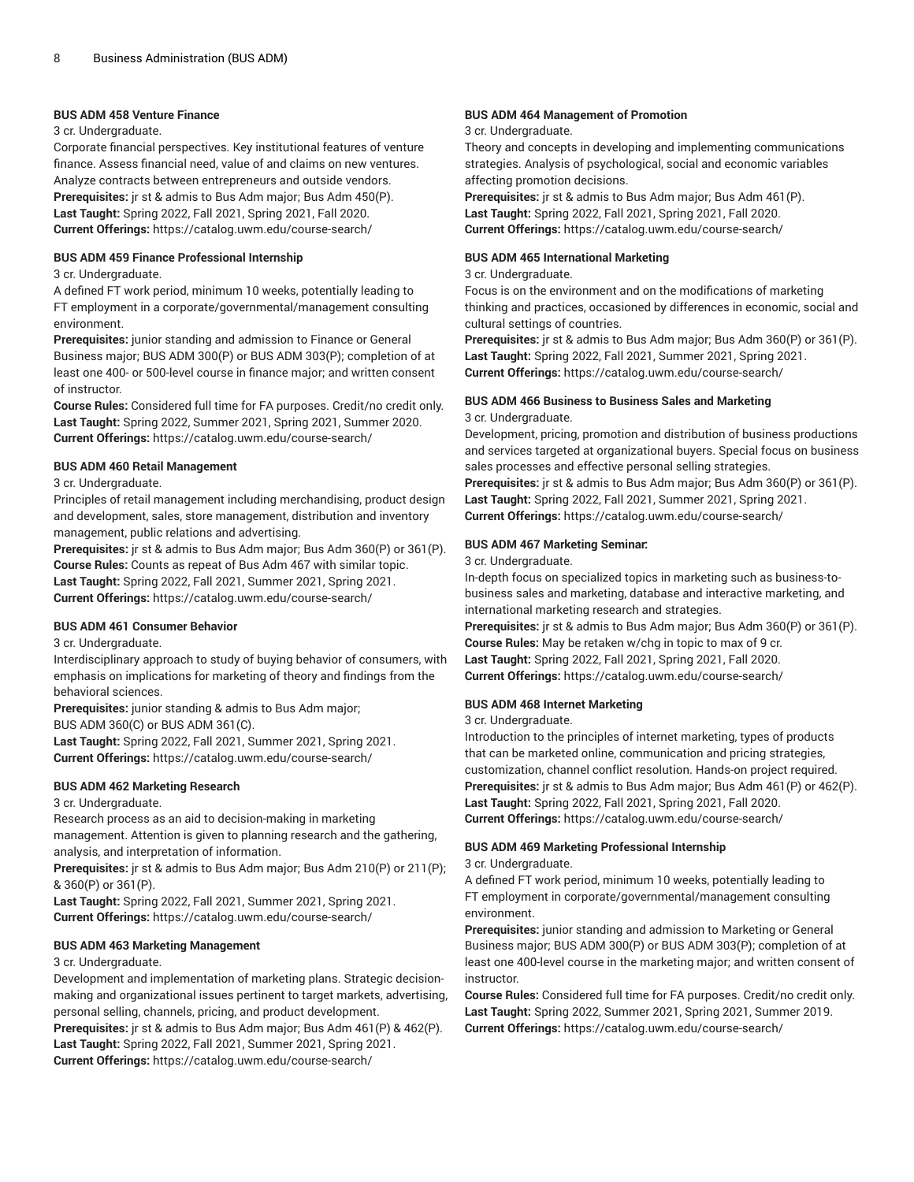#### BUS ADM 458 Venture Finance

3 cr. Undergraduate.

Corporate financial perspectives. Key institutional features of venture finance. Assess financial need, value of and claims on new ventures. Analyze contracts between entrepreneurs and outside vendors.

**Prerequisites:** jr st & admis to Bus Adm major; Bus Adm 450(P).
**Last Taught:** Spring 2022, Fall 2021, Spring 2021, Fall 2020.
**Current Offerings:** https://catalog.uwm.edu/course-search/

#### BUS ADM 459 Finance Professional Internship

3 cr. Undergraduate.

A defined FT work period, minimum 10 weeks, potentially leading to FT employment in a corporate/governmental/management consulting environment.

**Prerequisites:** junior standing and admission to Finance or General Business major; BUS ADM 300(P) or BUS ADM 303(P); completion of at least one 400- or 500-level course in finance major; and written consent of instructor.
**Course Rules:** Considered full time for FA purposes. Credit/no credit only.
**Last Taught:** Spring 2022, Summer 2021, Spring 2021, Summer 2020.
**Current Offerings:** https://catalog.uwm.edu/course-search/

#### BUS ADM 460 Retail Management

3 cr. Undergraduate.

Principles of retail management including merchandising, product design and development, sales, store management, distribution and inventory management, public relations and advertising.

**Prerequisites:** jr st & admis to Bus Adm major; Bus Adm 360(P) or 361(P).
**Course Rules:** Counts as repeat of Bus Adm 467 with similar topic.
**Last Taught:** Spring 2022, Fall 2021, Summer 2021, Spring 2021.
**Current Offerings:** https://catalog.uwm.edu/course-search/

#### BUS ADM 461 Consumer Behavior

3 cr. Undergraduate.

Interdisciplinary approach to study of buying behavior of consumers, with emphasis on implications for marketing of theory and findings from the behavioral sciences.

**Prerequisites:** junior standing & admis to Bus Adm major; BUS ADM 360(C) or BUS ADM 361(C).
**Last Taught:** Spring 2022, Fall 2021, Summer 2021, Spring 2021.
**Current Offerings:** https://catalog.uwm.edu/course-search/

#### BUS ADM 462 Marketing Research

3 cr. Undergraduate.

Research process as an aid to decision-making in marketing management. Attention is given to planning research and the gathering, analysis, and interpretation of information.

**Prerequisites:** jr st & admis to Bus Adm major; Bus Adm 210(P) or 211(P); & 360(P) or 361(P).
**Last Taught:** Spring 2022, Fall 2021, Summer 2021, Spring 2021.
**Current Offerings:** https://catalog.uwm.edu/course-search/

#### BUS ADM 463 Marketing Management

3 cr. Undergraduate.

Development and implementation of marketing plans. Strategic decision-making and organizational issues pertinent to target markets, advertising, personal selling, channels, pricing, and product development.

**Prerequisites:** jr st & admis to Bus Adm major; Bus Adm 461(P) & 462(P).
**Last Taught:** Spring 2022, Fall 2021, Summer 2021, Spring 2021.
**Current Offerings:** https://catalog.uwm.edu/course-search/

#### BUS ADM 464 Management of Promotion

3 cr. Undergraduate.

Theory and concepts in developing and implementing communications strategies. Analysis of psychological, social and economic variables affecting promotion decisions.

**Prerequisites:** jr st & admis to Bus Adm major; Bus Adm 461(P).
**Last Taught:** Spring 2022, Fall 2021, Spring 2021, Fall 2020.
**Current Offerings:** https://catalog.uwm.edu/course-search/

#### BUS ADM 465 International Marketing

3 cr. Undergraduate.

Focus is on the environment and on the modifications of marketing thinking and practices, occasioned by differences in economic, social and cultural settings of countries.

**Prerequisites:** jr st & admis to Bus Adm major; Bus Adm 360(P) or 361(P).
**Last Taught:** Spring 2022, Fall 2021, Summer 2021, Spring 2021.
**Current Offerings:** https://catalog.uwm.edu/course-search/

#### BUS ADM 466 Business to Business Sales and Marketing

3 cr. Undergraduate.

Development, pricing, promotion and distribution of business productions and services targeted at organizational buyers. Special focus on business sales processes and effective personal selling strategies.

**Prerequisites:** jr st & admis to Bus Adm major; Bus Adm 360(P) or 361(P).
**Last Taught:** Spring 2022, Fall 2021, Summer 2021, Spring 2021.
**Current Offerings:** https://catalog.uwm.edu/course-search/

#### BUS ADM 467 Marketing Seminar:

3 cr. Undergraduate.

In-depth focus on specialized topics in marketing such as business-to-business sales and marketing, database and interactive marketing, and international marketing research and strategies.

**Prerequisites:** jr st & admis to Bus Adm major; Bus Adm 360(P) or 361(P).
**Course Rules:** May be retaken w/chg in topic to max of 9 cr.
**Last Taught:** Spring 2022, Fall 2021, Spring 2021, Fall 2020.
**Current Offerings:** https://catalog.uwm.edu/course-search/

#### BUS ADM 468 Internet Marketing

3 cr. Undergraduate.

Introduction to the principles of internet marketing, types of products that can be marketed online, communication and pricing strategies, customization, channel conflict resolution. Hands-on project required.

**Prerequisites:** jr st & admis to Bus Adm major; Bus Adm 461(P) or 462(P).
**Last Taught:** Spring 2022, Fall 2021, Spring 2021, Fall 2020.
**Current Offerings:** https://catalog.uwm.edu/course-search/

#### BUS ADM 469 Marketing Professional Internship

3 cr. Undergraduate.

A defined FT work period, minimum 10 weeks, potentially leading to FT employment in corporate/governmental/management consulting environment.

**Prerequisites:** junior standing and admission to Marketing or General Business major; BUS ADM 300(P) or BUS ADM 303(P); completion of at least one 400-level course in the marketing major; and written consent of instructor.
**Course Rules:** Considered full time for FA purposes. Credit/no credit only.
**Last Taught:** Spring 2022, Summer 2021, Spring 2021, Summer 2019.
**Current Offerings:** https://catalog.uwm.edu/course-search/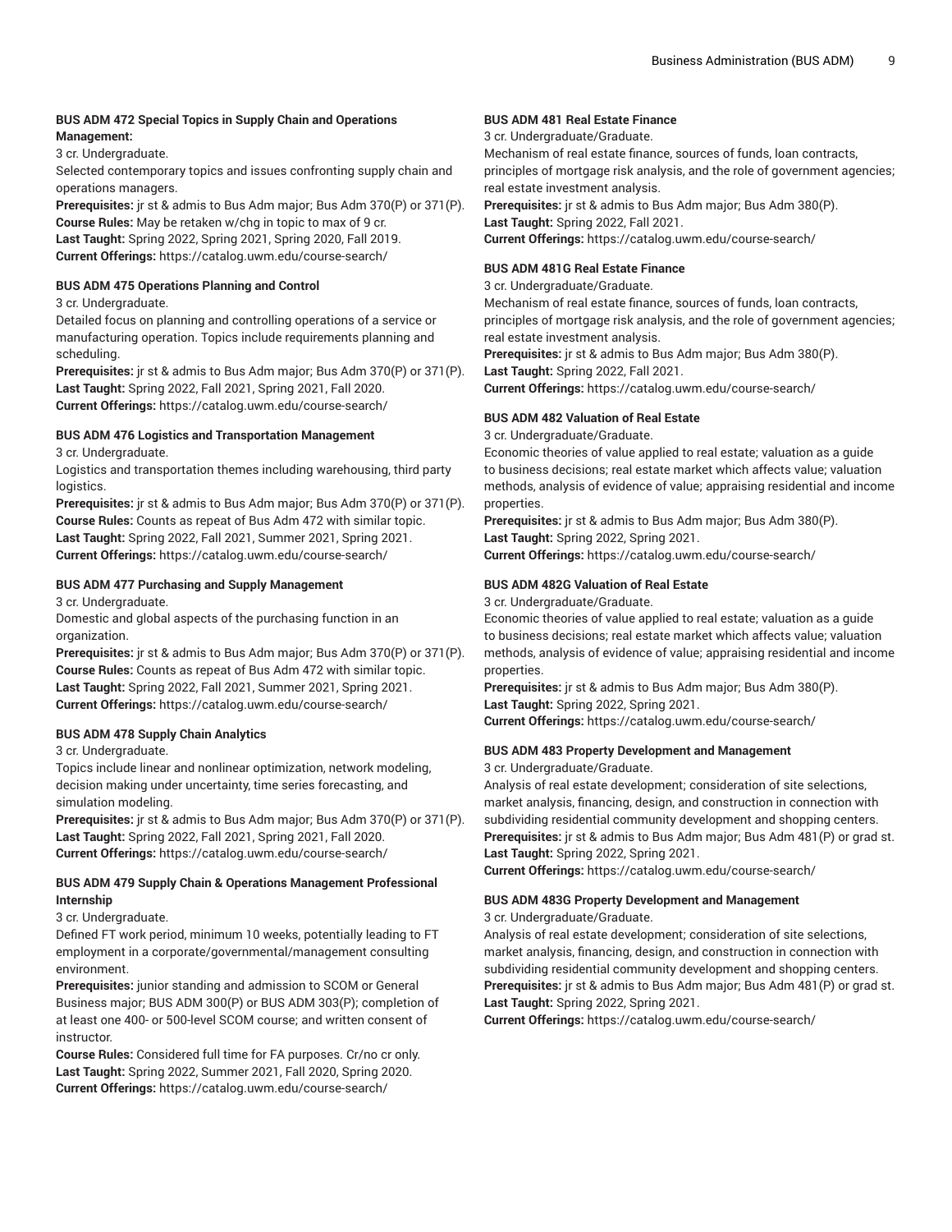#### BUS ADM 472 Special Topics in Supply Chain and Operations Management:

3 cr. Undergraduate.

Selected contemporary topics and issues confronting supply chain and operations managers.

**Prerequisites:** jr st & admis to Bus Adm major; Bus Adm 370(P) or 371(P).
**Course Rules:** May be retaken w/chg in topic to max of 9 cr.
**Last Taught:** Spring 2022, Spring 2021, Spring 2020, Fall 2019.
**Current Offerings:** https://catalog.uwm.edu/course-search/

#### BUS ADM 475 Operations Planning and Control

3 cr. Undergraduate.

Detailed focus on planning and controlling operations of a service or manufacturing operation. Topics include requirements planning and scheduling.

**Prerequisites:** jr st & admis to Bus Adm major; Bus Adm 370(P) or 371(P).
**Last Taught:** Spring 2022, Fall 2021, Spring 2021, Fall 2020.
**Current Offerings:** https://catalog.uwm.edu/course-search/

#### BUS ADM 476 Logistics and Transportation Management

3 cr. Undergraduate.

Logistics and transportation themes including warehousing, third party logistics.

**Prerequisites:** jr st & admis to Bus Adm major; Bus Adm 370(P) or 371(P).
**Course Rules:** Counts as repeat of Bus Adm 472 with similar topic.
**Last Taught:** Spring 2022, Fall 2021, Summer 2021, Spring 2021.
**Current Offerings:** https://catalog.uwm.edu/course-search/

#### BUS ADM 477 Purchasing and Supply Management

3 cr. Undergraduate.

Domestic and global aspects of the purchasing function in an organization.

**Prerequisites:** jr st & admis to Bus Adm major; Bus Adm 370(P) or 371(P).
**Course Rules:** Counts as repeat of Bus Adm 472 with similar topic.
**Last Taught:** Spring 2022, Fall 2021, Summer 2021, Spring 2021.
**Current Offerings:** https://catalog.uwm.edu/course-search/

#### BUS ADM 478 Supply Chain Analytics

3 cr. Undergraduate.

Topics include linear and nonlinear optimization, network modeling, decision making under uncertainty, time series forecasting, and simulation modeling.

**Prerequisites:** jr st & admis to Bus Adm major; Bus Adm 370(P) or 371(P).
**Last Taught:** Spring 2022, Fall 2021, Spring 2021, Fall 2020.
**Current Offerings:** https://catalog.uwm.edu/course-search/

#### BUS ADM 479 Supply Chain & Operations Management Professional Internship

3 cr. Undergraduate.

Defined FT work period, minimum 10 weeks, potentially leading to FT employment in a corporate/governmental/management consulting environment.

**Prerequisites:** junior standing and admission to SCOM or General Business major; BUS ADM 300(P) or BUS ADM 303(P); completion of at least one 400- or 500-level SCOM course; and written consent of instructor.
**Course Rules:** Considered full time for FA purposes. Cr/no cr only.
**Last Taught:** Spring 2022, Summer 2021, Fall 2020, Spring 2020.
**Current Offerings:** https://catalog.uwm.edu/course-search/

#### BUS ADM 481 Real Estate Finance

3 cr. Undergraduate/Graduate.

Mechanism of real estate finance, sources of funds, loan contracts, principles of mortgage risk analysis, and the role of government agencies; real estate investment analysis.

**Prerequisites:** jr st & admis to Bus Adm major; Bus Adm 380(P).
**Last Taught:** Spring 2022, Fall 2021.
**Current Offerings:** https://catalog.uwm.edu/course-search/

#### BUS ADM 481G Real Estate Finance

3 cr. Undergraduate/Graduate.

Mechanism of real estate finance, sources of funds, loan contracts, principles of mortgage risk analysis, and the role of government agencies; real estate investment analysis.

**Prerequisites:** jr st & admis to Bus Adm major; Bus Adm 380(P).
**Last Taught:** Spring 2022, Fall 2021.
**Current Offerings:** https://catalog.uwm.edu/course-search/

#### BUS ADM 482 Valuation of Real Estate

3 cr. Undergraduate/Graduate.

Economic theories of value applied to real estate; valuation as a guide to business decisions; real estate market which affects value; valuation methods, analysis of evidence of value; appraising residential and income properties.

**Prerequisites:** jr st & admis to Bus Adm major; Bus Adm 380(P).
**Last Taught:** Spring 2022, Spring 2021.
**Current Offerings:** https://catalog.uwm.edu/course-search/

#### BUS ADM 482G Valuation of Real Estate

3 cr. Undergraduate/Graduate.

Economic theories of value applied to real estate; valuation as a guide to business decisions; real estate market which affects value; valuation methods, analysis of evidence of value; appraising residential and income properties.

**Prerequisites:** jr st & admis to Bus Adm major; Bus Adm 380(P).
**Last Taught:** Spring 2022, Spring 2021.
**Current Offerings:** https://catalog.uwm.edu/course-search/

#### BUS ADM 483 Property Development and Management

3 cr. Undergraduate/Graduate.

Analysis of real estate development; consideration of site selections, market analysis, financing, design, and construction in connection with subdividing residential community development and shopping centers.

**Prerequisites:** jr st & admis to Bus Adm major; Bus Adm 481(P) or grad st.
**Last Taught:** Spring 2022, Spring 2021.
**Current Offerings:** https://catalog.uwm.edu/course-search/

#### BUS ADM 483G Property Development and Management

3 cr. Undergraduate/Graduate.

Analysis of real estate development; consideration of site selections, market analysis, financing, design, and construction in connection with subdividing residential community development and shopping centers.

**Prerequisites:** jr st & admis to Bus Adm major; Bus Adm 481(P) or grad st.
**Last Taught:** Spring 2022, Spring 2021.
**Current Offerings:** https://catalog.uwm.edu/course-search/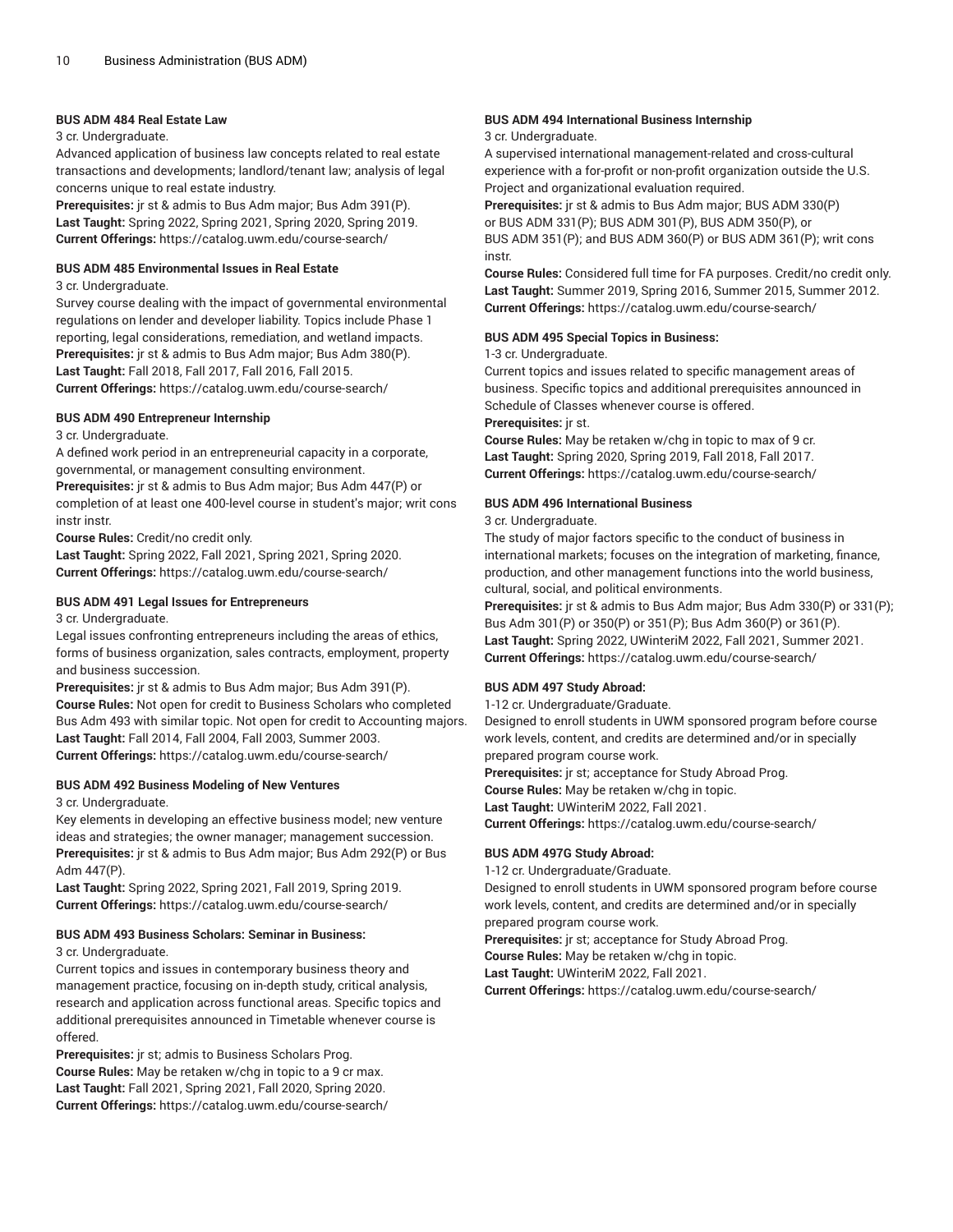**BUS ADM 484 Real Estate Law**

3 cr. Undergraduate.

Advanced application of business law concepts related to real estate transactions and developments; landlord/tenant law; analysis of legal concerns unique to real estate industry.

**Prerequisites:** jr st & admis to Bus Adm major; Bus Adm 391(P).
**Last Taught:** Spring 2022, Spring 2021, Spring 2020, Spring 2019.
**Current Offerings:** https://catalog.uwm.edu/course-search/

**BUS ADM 485 Environmental Issues in Real Estate**

3 cr. Undergraduate.

Survey course dealing with the impact of governmental environmental regulations on lender and developer liability. Topics include Phase 1 reporting, legal considerations, remediation, and wetland impacts.

**Prerequisites:** jr st & admis to Bus Adm major; Bus Adm 380(P).
**Last Taught:** Fall 2018, Fall 2017, Fall 2016, Fall 2015.
**Current Offerings:** https://catalog.uwm.edu/course-search/

**BUS ADM 490 Entrepreneur Internship**

3 cr. Undergraduate.

A defined work period in an entrepreneurial capacity in a corporate, governmental, or management consulting environment.

**Prerequisites:** jr st & admis to Bus Adm major; Bus Adm 447(P) or completion of at least one 400-level course in student's major; writ cons instr instr.
**Course Rules:** Credit/no credit only.
**Last Taught:** Spring 2022, Fall 2021, Spring 2021, Spring 2020.
**Current Offerings:** https://catalog.uwm.edu/course-search/

**BUS ADM 491 Legal Issues for Entrepreneurs**

3 cr. Undergraduate.

Legal issues confronting entrepreneurs including the areas of ethics, forms of business organization, sales contracts, employment, property and business succession.

**Prerequisites:** jr st & admis to Bus Adm major; Bus Adm 391(P).
**Course Rules:** Not open for credit to Business Scholars who completed Bus Adm 493 with similar topic. Not open for credit to Accounting majors.
**Last Taught:** Fall 2014, Fall 2004, Fall 2003, Summer 2003.
**Current Offerings:** https://catalog.uwm.edu/course-search/

**BUS ADM 492 Business Modeling of New Ventures**

3 cr. Undergraduate.

Key elements in developing an effective business model; new venture ideas and strategies; the owner manager; management succession.

**Prerequisites:** jr st & admis to Bus Adm major; Bus Adm 292(P) or Bus Adm 447(P).
**Last Taught:** Spring 2022, Spring 2021, Fall 2019, Spring 2019.
**Current Offerings:** https://catalog.uwm.edu/course-search/

**BUS ADM 493 Business Scholars: Seminar in Business:**

3 cr. Undergraduate.

Current topics and issues in contemporary business theory and management practice, focusing on in-depth study, critical analysis, research and application across functional areas. Specific topics and additional prerequisites announced in Timetable whenever course is offered.

**Prerequisites:** jr st; admis to Business Scholars Prog.
**Course Rules:** May be retaken w/chg in topic to a 9 cr max.
**Last Taught:** Fall 2021, Spring 2021, Fall 2020, Spring 2020.
**Current Offerings:** https://catalog.uwm.edu/course-search/

**BUS ADM 494 International Business Internship**

3 cr. Undergraduate.

A supervised international management-related and cross-cultural experience with a for-profit or non-profit organization outside the U.S. Project and organizational evaluation required.

**Prerequisites:** jr st & admis to Bus Adm major; BUS ADM 330(P) or BUS ADM 331(P); BUS ADM 301(P), BUS ADM 350(P), or BUS ADM 351(P); and BUS ADM 360(P) or BUS ADM 361(P); writ cons instr.
**Course Rules:** Considered full time for FA purposes. Credit/no credit only.
**Last Taught:** Summer 2019, Spring 2016, Summer 2015, Summer 2012.
**Current Offerings:** https://catalog.uwm.edu/course-search/

**BUS ADM 495 Special Topics in Business:**

1-3 cr. Undergraduate.

Current topics and issues related to specific management areas of business. Specific topics and additional prerequisites announced in Schedule of Classes whenever course is offered.

**Prerequisites:** jr st.
**Course Rules:** May be retaken w/chg in topic to max of 9 cr.
**Last Taught:** Spring 2020, Spring 2019, Fall 2018, Fall 2017.
**Current Offerings:** https://catalog.uwm.edu/course-search/

**BUS ADM 496 International Business**

3 cr. Undergraduate.

The study of major factors specific to the conduct of business in international markets; focuses on the integration of marketing, finance, production, and other management functions into the world business, cultural, social, and political environments.

**Prerequisites:** jr st & admis to Bus Adm major; Bus Adm 330(P) or 331(P); Bus Adm 301(P) or 350(P) or 351(P); Bus Adm 360(P) or 361(P).
**Last Taught:** Spring 2022, UWinteriM 2022, Fall 2021, Summer 2021.
**Current Offerings:** https://catalog.uwm.edu/course-search/

**BUS ADM 497 Study Abroad:**

1-12 cr. Undergraduate/Graduate.

Designed to enroll students in UWM sponsored program before course work levels, content, and credits are determined and/or in specially prepared program course work.

**Prerequisites:** jr st; acceptance for Study Abroad Prog.
**Course Rules:** May be retaken w/chg in topic.
**Last Taught:** UWinteriM 2022, Fall 2021.
**Current Offerings:** https://catalog.uwm.edu/course-search/

**BUS ADM 497G Study Abroad:**

1-12 cr. Undergraduate/Graduate.

Designed to enroll students in UWM sponsored program before course work levels, content, and credits are determined and/or in specially prepared program course work.

**Prerequisites:** jr st; acceptance for Study Abroad Prog.
**Course Rules:** May be retaken w/chg in topic.
**Last Taught:** UWinteriM 2022, Fall 2021.
**Current Offerings:** https://catalog.uwm.edu/course-search/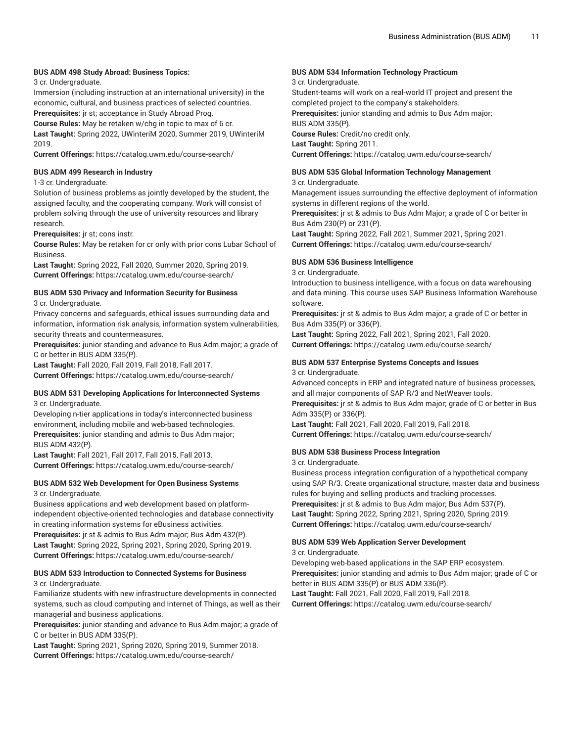**BUS ADM 498 Study Abroad: Business Topics:**

3 cr. Undergraduate.

Immersion (including instruction at an international university) in the economic, cultural, and business practices of selected countries.

**Prerequisites:** jr st; acceptance in Study Abroad Prog.

**Course Rules:** May be retaken w/chg in topic to max of 6 cr.

**Last Taught:** Spring 2022, UWinteriM 2020, Summer 2019, UWinteriM 2019.

**Current Offerings:** https://catalog.uwm.edu/course-search/

**BUS ADM 499 Research in Industry**

1-3 cr. Undergraduate.

Solution of business problems as jointly developed by the student, the assigned faculty, and the cooperating company. Work will consist of problem solving through the use of university resources and library research.

**Prerequisites:** jr st; cons instr.

**Course Rules:** May be retaken for cr only with prior cons Lubar School of Business.

**Last Taught:** Spring 2022, Fall 2020, Summer 2020, Spring 2019.

**Current Offerings:** https://catalog.uwm.edu/course-search/

**BUS ADM 530 Privacy and Information Security for Business**

3 cr. Undergraduate.

Privacy concerns and safeguards, ethical issues surrounding data and information, information risk analysis, information system vulnerabilities, security threats and countermeasures.

**Prerequisites:** junior standing and advance to Bus Adm major; a grade of C or better in BUS ADM 335(P).

**Last Taught:** Fall 2020, Fall 2019, Fall 2018, Fall 2017.

**Current Offerings:** https://catalog.uwm.edu/course-search/

**BUS ADM 531 Developing Applications for Interconnected Systems**

3 cr. Undergraduate.

Developing n-tier applications in today's interconnected business environment, including mobile and web-based technologies.

**Prerequisites:** junior standing and admis to Bus Adm major; BUS ADM 432(P).

**Last Taught:** Fall 2021, Fall 2017, Fall 2015, Fall 2013.

**Current Offerings:** https://catalog.uwm.edu/course-search/

**BUS ADM 532 Web Development for Open Business Systems**

3 cr. Undergraduate.

Business applications and web development based on platform-independent objective-oriented technologies and database connectivity in creating information systems for eBusiness activities.

**Prerequisites:** jr st & admis to Bus Adm major; Bus Adm 432(P).

**Last Taught:** Spring 2022, Spring 2021, Spring 2020, Spring 2019.

**Current Offerings:** https://catalog.uwm.edu/course-search/

**BUS ADM 533 Introduction to Connected Systems for Business**

3 cr. Undergraduate.

Familiarize students with new infrastructure developments in connected systems, such as cloud computing and Internet of Things, as well as their managerial and business applications.

**Prerequisites:** junior standing and advance to Bus Adm major; a grade of C or better in BUS ADM 335(P).

**Last Taught:** Spring 2021, Spring 2020, Spring 2019, Summer 2018.

**Current Offerings:** https://catalog.uwm.edu/course-search/

**BUS ADM 534 Information Technology Practicum**

3 cr. Undergraduate.

Student-teams will work on a real-world IT project and present the completed project to the company's stakeholders.

**Prerequisites:** junior standing and admis to Bus Adm major; BUS ADM 335(P).

**Course Rules:** Credit/no credit only.

**Last Taught:** Spring 2011.

**Current Offerings:** https://catalog.uwm.edu/course-search/

**BUS ADM 535 Global Information Technology Management**

3 cr. Undergraduate.

Management issues surrounding the effective deployment of information systems in different regions of the world.

**Prerequisites:** jr st & admis to Bus Adm Major; a grade of C or better in Bus Adm 230(P) or 231(P).

**Last Taught:** Spring 2022, Fall 2021, Summer 2021, Spring 2021.

**Current Offerings:** https://catalog.uwm.edu/course-search/

**BUS ADM 536 Business Intelligence**

3 cr. Undergraduate.

Introduction to business intelligence, with a focus on data warehousing and data mining. This course uses SAP Business Information Warehouse software.

**Prerequisites:** jr st & admis to Bus Adm major; a grade of C or better in Bus Adm 335(P) or 336(P).

**Last Taught:** Spring 2022, Fall 2021, Spring 2021, Fall 2020.

**Current Offerings:** https://catalog.uwm.edu/course-search/

**BUS ADM 537 Enterprise Systems Concepts and Issues**

3 cr. Undergraduate.

Advanced concepts in ERP and integrated nature of business processes, and all major components of SAP R/3 and NetWeaver tools.

**Prerequisites:** jr st & admis to Bus Adm major; grade of C or better in Bus Adm 335(P) or 336(P).

**Last Taught:** Fall 2021, Fall 2020, Fall 2019, Fall 2018.

**Current Offerings:** https://catalog.uwm.edu/course-search/

**BUS ADM 538 Business Process Integration**

3 cr. Undergraduate.

Business process integration configuration of a hypothetical company using SAP R/3. Create organizational structure, master data and business rules for buying and selling products and tracking processes.

**Prerequisites:** jr st & admis to Bus Adm major; Bus Adm 537(P).

**Last Taught:** Spring 2022, Spring 2021, Spring 2020, Spring 2019.

**Current Offerings:** https://catalog.uwm.edu/course-search/

**BUS ADM 539 Web Application Server Development**

3 cr. Undergraduate.

Developing web-based applications in the SAP ERP ecosystem.

**Prerequisites:** junior standing and admis to Bus Adm major; grade of C or better in BUS ADM 335(P) or BUS ADM 336(P).

**Last Taught:** Fall 2021, Fall 2020, Fall 2019, Fall 2018.

**Current Offerings:** https://catalog.uwm.edu/course-search/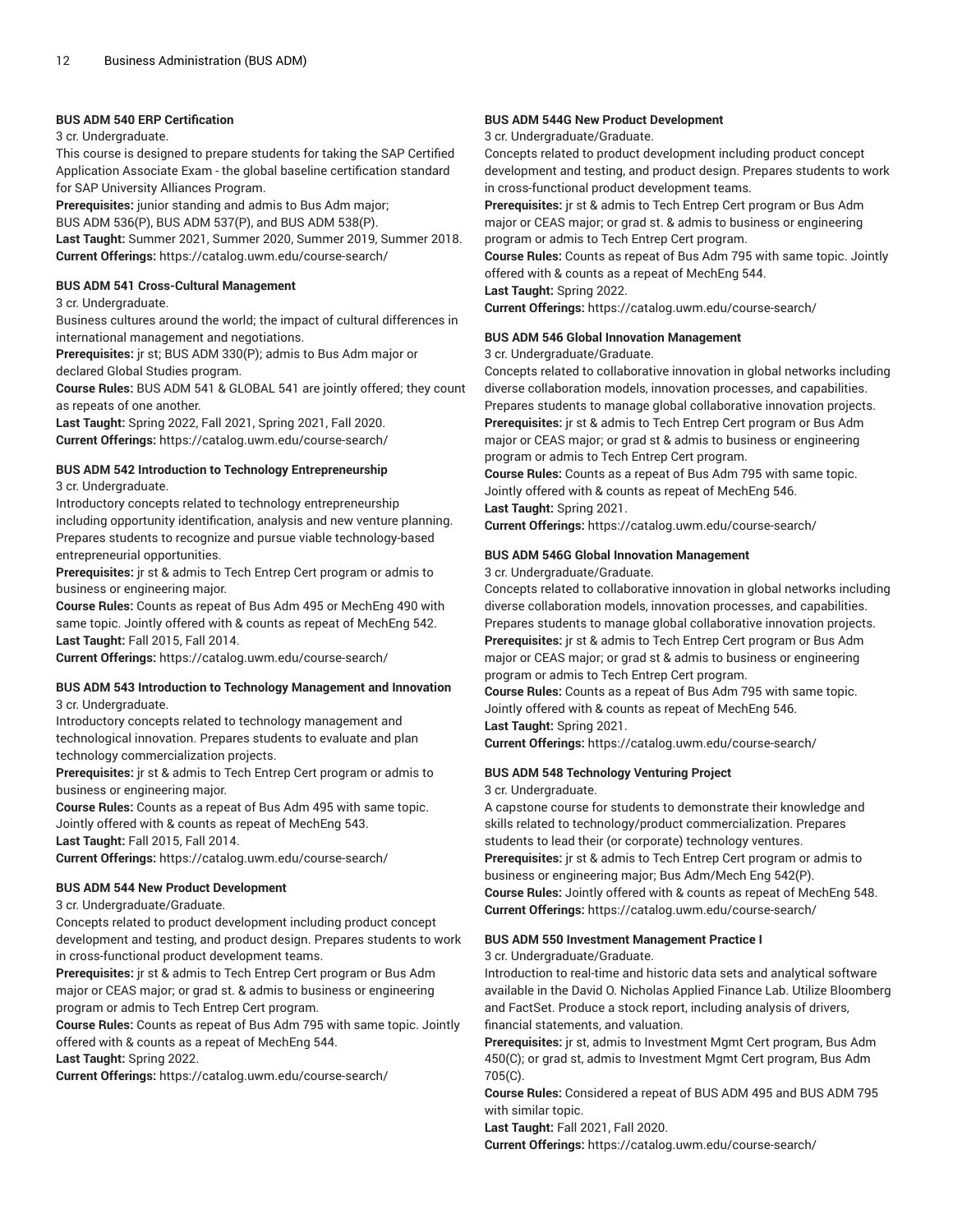#### BUS ADM 540 ERP Certification

3 cr. Undergraduate.

This course is designed to prepare students for taking the SAP Certified Application Associate Exam - the global baseline certification standard for SAP University Alliances Program.

**Prerequisites:** junior standing and admis to Bus Adm major; BUS ADM 536(P), BUS ADM 537(P), and BUS ADM 538(P).

**Last Taught:** Summer 2021, Summer 2020, Summer 2019, Summer 2018.

**Current Offerings:** https://catalog.uwm.edu/course-search/

#### BUS ADM 541 Cross-Cultural Management

3 cr. Undergraduate.

Business cultures around the world; the impact of cultural differences in international management and negotiations.

**Prerequisites:** jr st; BUS ADM 330(P); admis to Bus Adm major or declared Global Studies program.

**Course Rules:** BUS ADM 541 & GLOBAL 541 are jointly offered; they count as repeats of one another.

**Last Taught:** Spring 2022, Fall 2021, Spring 2021, Fall 2020.

**Current Offerings:** https://catalog.uwm.edu/course-search/

#### BUS ADM 542 Introduction to Technology Entrepreneurship

3 cr. Undergraduate.

Introductory concepts related to technology entrepreneurship including opportunity identification, analysis and new venture planning. Prepares students to recognize and pursue viable technology-based entrepreneurial opportunities.

**Prerequisites:** jr st & admis to Tech Entrep Cert program or admis to business or engineering major.

**Course Rules:** Counts as repeat of Bus Adm 495 or MechEng 490 with same topic. Jointly offered with & counts as repeat of MechEng 542.

**Last Taught:** Fall 2015, Fall 2014.

**Current Offerings:** https://catalog.uwm.edu/course-search/

#### BUS ADM 543 Introduction to Technology Management and Innovation

3 cr. Undergraduate.

Introductory concepts related to technology management and technological innovation. Prepares students to evaluate and plan technology commercialization projects.

**Prerequisites:** jr st & admis to Tech Entrep Cert program or admis to business or engineering major.

**Course Rules:** Counts as a repeat of Bus Adm 495 with same topic. Jointly offered with & counts as repeat of MechEng 543.

**Last Taught:** Fall 2015, Fall 2014.

**Current Offerings:** https://catalog.uwm.edu/course-search/

#### BUS ADM 544 New Product Development

3 cr. Undergraduate/Graduate.

Concepts related to product development including product concept development and testing, and product design. Prepares students to work in cross-functional product development teams.

**Prerequisites:** jr st & admis to Tech Entrep Cert program or Bus Adm major or CEAS major; or grad st. & admis to business or engineering program or admis to Tech Entrep Cert program.

**Course Rules:** Counts as repeat of Bus Adm 795 with same topic. Jointly offered with & counts as a repeat of MechEng 544.

**Last Taught:** Spring 2022.

**Current Offerings:** https://catalog.uwm.edu/course-search/

#### BUS ADM 544G New Product Development

3 cr. Undergraduate/Graduate.

Concepts related to product development including product concept development and testing, and product design. Prepares students to work in cross-functional product development teams.

**Prerequisites:** jr st & admis to Tech Entrep Cert program or Bus Adm major or CEAS major; or grad st. & admis to business or engineering program or admis to Tech Entrep Cert program.

**Course Rules:** Counts as repeat of Bus Adm 795 with same topic. Jointly offered with & counts as a repeat of MechEng 544.

**Last Taught:** Spring 2022.

**Current Offerings:** https://catalog.uwm.edu/course-search/

#### BUS ADM 546 Global Innovation Management

3 cr. Undergraduate/Graduate.

Concepts related to collaborative innovation in global networks including diverse collaboration models, innovation processes, and capabilities. Prepares students to manage global collaborative innovation projects.

**Prerequisites:** jr st & admis to Tech Entrep Cert program or Bus Adm major or CEAS major; or grad st & admis to business or engineering program or admis to Tech Entrep Cert program.

**Course Rules:** Counts as a repeat of Bus Adm 795 with same topic. Jointly offered with & counts as repeat of MechEng 546.

**Last Taught:** Spring 2021.

**Current Offerings:** https://catalog.uwm.edu/course-search/

#### BUS ADM 546G Global Innovation Management

3 cr. Undergraduate/Graduate.

Concepts related to collaborative innovation in global networks including diverse collaboration models, innovation processes, and capabilities. Prepares students to manage global collaborative innovation projects.

**Prerequisites:** jr st & admis to Tech Entrep Cert program or Bus Adm major or CEAS major; or grad st & admis to business or engineering program or admis to Tech Entrep Cert program.

**Course Rules:** Counts as a repeat of Bus Adm 795 with same topic. Jointly offered with & counts as repeat of MechEng 546.

**Last Taught:** Spring 2021.

**Current Offerings:** https://catalog.uwm.edu/course-search/

#### BUS ADM 548 Technology Venturing Project

3 cr. Undergraduate.

A capstone course for students to demonstrate their knowledge and skills related to technology/product commercialization. Prepares students to lead their (or corporate) technology ventures.

**Prerequisites:** jr st & admis to Tech Entrep Cert program or admis to business or engineering major; Bus Adm/Mech Eng 542(P).

**Course Rules:** Jointly offered with & counts as repeat of MechEng 548.

**Current Offerings:** https://catalog.uwm.edu/course-search/

#### BUS ADM 550 Investment Management Practice I

3 cr. Undergraduate/Graduate.

Introduction to real-time and historic data sets and analytical software available in the David O. Nicholas Applied Finance Lab. Utilize Bloomberg and FactSet. Produce a stock report, including analysis of drivers, financial statements, and valuation.

**Prerequisites:** jr st, admis to Investment Mgmt Cert program, Bus Adm 450(C); or grad st, admis to Investment Mgmt Cert program, Bus Adm 705(C).

**Course Rules:** Considered a repeat of BUS ADM 495 and BUS ADM 795 with similar topic.

**Last Taught:** Fall 2021, Fall 2020.

**Current Offerings:** https://catalog.uwm.edu/course-search/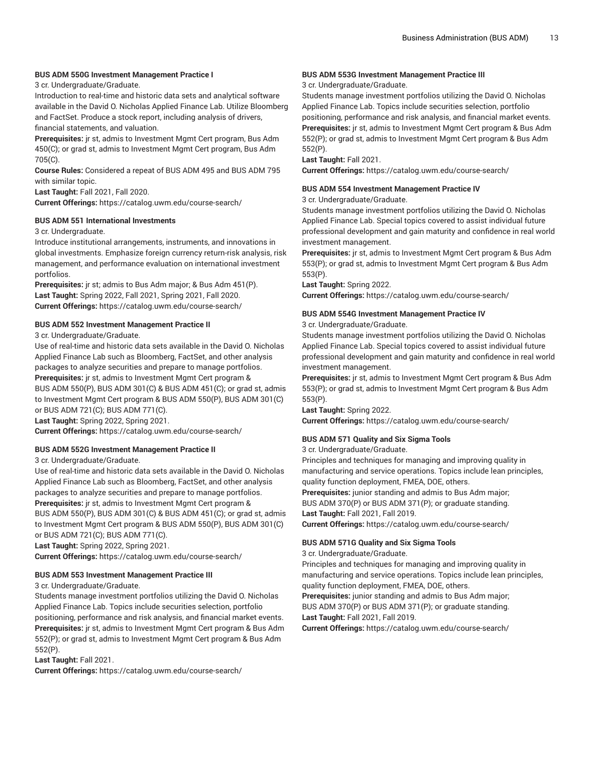**BUS ADM 550G Investment Management Practice I**

3 cr. Undergraduate/Graduate.

Introduction to real-time and historic data sets and analytical software available in the David O. Nicholas Applied Finance Lab. Utilize Bloomberg and FactSet. Produce a stock report, including analysis of drivers, financial statements, and valuation.

**Prerequisites:** jr st, admis to Investment Mgmt Cert program, Bus Adm 450(C); or grad st, admis to Investment Mgmt Cert program, Bus Adm 705(C).

**Course Rules:** Considered a repeat of BUS ADM 495 and BUS ADM 795 with similar topic.

**Last Taught:** Fall 2021, Fall 2020.

**Current Offerings:** https://catalog.uwm.edu/course-search/

**BUS ADM 551 International Investments**

3 cr. Undergraduate.

Introduce institutional arrangements, instruments, and innovations in global investments. Emphasize foreign currency return-risk analysis, risk management, and performance evaluation on international investment portfolios.

**Prerequisites:** jr st; admis to Bus Adm major; & Bus Adm 451(P).

**Last Taught:** Spring 2022, Fall 2021, Spring 2021, Fall 2020.

**Current Offerings:** https://catalog.uwm.edu/course-search/

**BUS ADM 552 Investment Management Practice II**

3 cr. Undergraduate/Graduate.

Use of real-time and historic data sets available in the David O. Nicholas Applied Finance Lab such as Bloomberg, FactSet, and other analysis packages to analyze securities and prepare to manage portfolios.

**Prerequisites:** jr st, admis to Investment Mgmt Cert program & BUS ADM 550(P), BUS ADM 301(C) & BUS ADM 451(C); or grad st, admis to Investment Mgmt Cert program & BUS ADM 550(P), BUS ADM 301(C) or BUS ADM 721(C); BUS ADM 771(C).

**Last Taught:** Spring 2022, Spring 2021.

**Current Offerings:** https://catalog.uwm.edu/course-search/

**BUS ADM 552G Investment Management Practice II**

3 cr. Undergraduate/Graduate.

Use of real-time and historic data sets available in the David O. Nicholas Applied Finance Lab such as Bloomberg, FactSet, and other analysis packages to analyze securities and prepare to manage portfolios.

**Prerequisites:** jr st, admis to Investment Mgmt Cert program & BUS ADM 550(P), BUS ADM 301(C) & BUS ADM 451(C); or grad st, admis to Investment Mgmt Cert program & BUS ADM 550(P), BUS ADM 301(C) or BUS ADM 721(C); BUS ADM 771(C).

**Last Taught:** Spring 2022, Spring 2021.

**Current Offerings:** https://catalog.uwm.edu/course-search/

**BUS ADM 553 Investment Management Practice III**

3 cr. Undergraduate/Graduate.

Students manage investment portfolios utilizing the David O. Nicholas Applied Finance Lab. Topics include securities selection, portfolio positioning, performance and risk analysis, and financial market events.

**Prerequisites:** jr st, admis to Investment Mgmt Cert program & Bus Adm 552(P); or grad st, admis to Investment Mgmt Cert program & Bus Adm 552(P).

**Last Taught:** Fall 2021.

**Current Offerings:** https://catalog.uwm.edu/course-search/

**BUS ADM 553G Investment Management Practice III**

3 cr. Undergraduate/Graduate.

Students manage investment portfolios utilizing the David O. Nicholas Applied Finance Lab. Topics include securities selection, portfolio positioning, performance and risk analysis, and financial market events.

**Prerequisites:** jr st, admis to Investment Mgmt Cert program & Bus Adm 552(P); or grad st, admis to Investment Mgmt Cert program & Bus Adm 552(P).

**Last Taught:** Fall 2021.

**Current Offerings:** https://catalog.uwm.edu/course-search/

**BUS ADM 554 Investment Management Practice IV**

3 cr. Undergraduate/Graduate.

Students manage investment portfolios utilizing the David O. Nicholas Applied Finance Lab. Special topics covered to assist individual future professional development and gain maturity and confidence in real world investment management.

**Prerequisites:** jr st, admis to Investment Mgmt Cert program & Bus Adm 553(P); or grad st, admis to Investment Mgmt Cert program & Bus Adm 553(P).

**Last Taught:** Spring 2022.

**Current Offerings:** https://catalog.uwm.edu/course-search/

**BUS ADM 554G Investment Management Practice IV**

3 cr. Undergraduate/Graduate.

Students manage investment portfolios utilizing the David O. Nicholas Applied Finance Lab. Special topics covered to assist individual future professional development and gain maturity and confidence in real world investment management.

**Prerequisites:** jr st, admis to Investment Mgmt Cert program & Bus Adm 553(P); or grad st, admis to Investment Mgmt Cert program & Bus Adm 553(P).

**Last Taught:** Spring 2022.

**Current Offerings:** https://catalog.uwm.edu/course-search/

**BUS ADM 571 Quality and Six Sigma Tools**

3 cr. Undergraduate/Graduate.

Principles and techniques for managing and improving quality in manufacturing and service operations. Topics include lean principles, quality function deployment, FMEA, DOE, others.

**Prerequisites:** junior standing and admis to Bus Adm major; BUS ADM 370(P) or BUS ADM 371(P); or graduate standing.

**Last Taught:** Fall 2021, Fall 2019.

**Current Offerings:** https://catalog.uwm.edu/course-search/

**BUS ADM 571G Quality and Six Sigma Tools**

3 cr. Undergraduate/Graduate.

Principles and techniques for managing and improving quality in manufacturing and service operations. Topics include lean principles, quality function deployment, FMEA, DOE, others.

**Prerequisites:** junior standing and admis to Bus Adm major; BUS ADM 370(P) or BUS ADM 371(P); or graduate standing.

**Last Taught:** Fall 2021, Fall 2019.

**Current Offerings:** https://catalog.uwm.edu/course-search/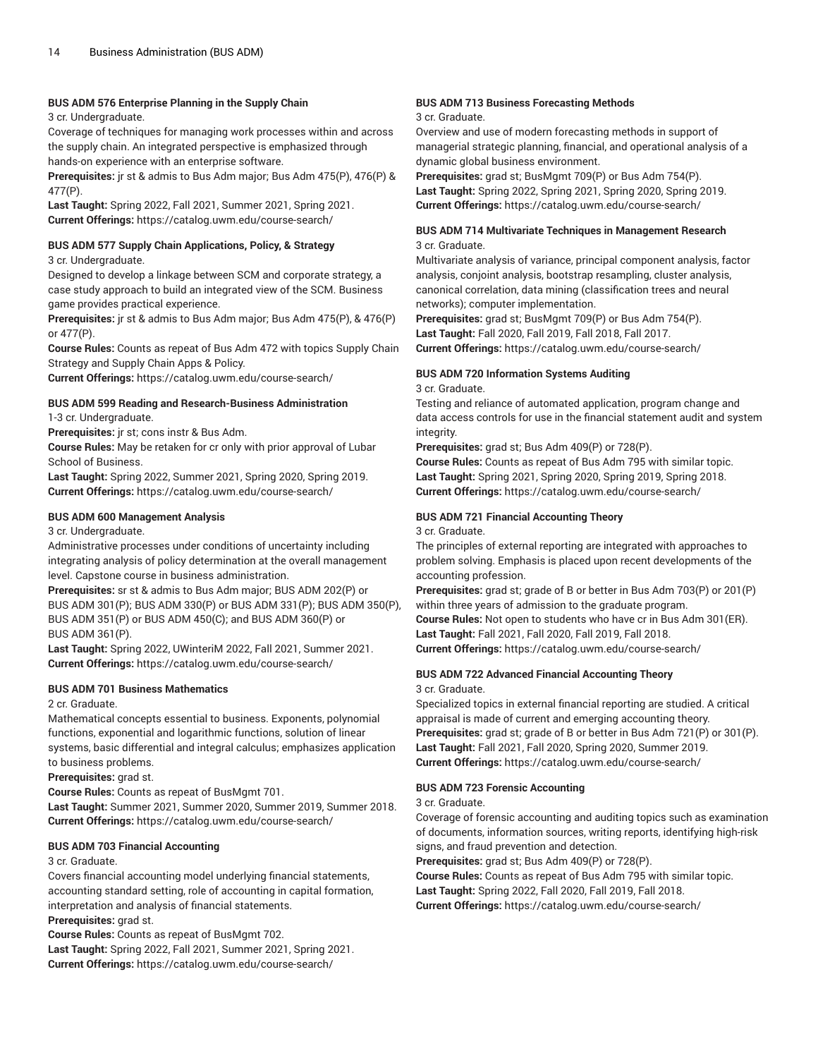### BUS ADM 576 Enterprise Planning in the Supply Chain

3 cr. Undergraduate.

Coverage of techniques for managing work processes within and across the supply chain. An integrated perspective is emphasized through hands-on experience with an enterprise software.

**Prerequisites:** jr st & admis to Bus Adm major; Bus Adm 475(P), 476(P) & 477(P).

**Last Taught:** Spring 2022, Fall 2021, Summer 2021, Spring 2021.

**Current Offerings:** https://catalog.uwm.edu/course-search/

### BUS ADM 577 Supply Chain Applications, Policy, & Strategy

3 cr. Undergraduate.

Designed to develop a linkage between SCM and corporate strategy, a case study approach to build an integrated view of the SCM. Business game provides practical experience.

**Prerequisites:** jr st & admis to Bus Adm major; Bus Adm 475(P), & 476(P) or 477(P).

**Course Rules:** Counts as repeat of Bus Adm 472 with topics Supply Chain Strategy and Supply Chain Apps & Policy.

**Current Offerings:** https://catalog.uwm.edu/course-search/

### BUS ADM 599 Reading and Research-Business Administration

1-3 cr. Undergraduate.

**Prerequisites:** jr st; cons instr & Bus Adm.

**Course Rules:** May be retaken for cr only with prior approval of Lubar School of Business.

**Last Taught:** Spring 2022, Summer 2021, Spring 2020, Spring 2019.

**Current Offerings:** https://catalog.uwm.edu/course-search/

### BUS ADM 600 Management Analysis

3 cr. Undergraduate.

Administrative processes under conditions of uncertainty including integrating analysis of policy determination at the overall management level. Capstone course in business administration.

**Prerequisites:** sr st & admis to Bus Adm major; BUS ADM 202(P) or BUS ADM 301(P); BUS ADM 330(P) or BUS ADM 331(P); BUS ADM 350(P), BUS ADM 351(P) or BUS ADM 450(C); and BUS ADM 360(P) or BUS ADM 361(P).

**Last Taught:** Spring 2022, UWinteriM 2022, Fall 2021, Summer 2021.

**Current Offerings:** https://catalog.uwm.edu/course-search/

### BUS ADM 701 Business Mathematics

2 cr. Graduate.

Mathematical concepts essential to business. Exponents, polynomial functions, exponential and logarithmic functions, solution of linear systems, basic differential and integral calculus; emphasizes application to business problems.

**Prerequisites:** grad st.

**Course Rules:** Counts as repeat of BusMgmt 701.

**Last Taught:** Summer 2021, Summer 2020, Summer 2019, Summer 2018.

**Current Offerings:** https://catalog.uwm.edu/course-search/

### BUS ADM 703 Financial Accounting

3 cr. Graduate.

Covers financial accounting model underlying financial statements, accounting standard setting, role of accounting in capital formation, interpretation and analysis of financial statements.

**Prerequisites:** grad st.

**Course Rules:** Counts as repeat of BusMgmt 702.

**Last Taught:** Spring 2022, Fall 2021, Summer 2021, Spring 2021.

**Current Offerings:** https://catalog.uwm.edu/course-search/

### BUS ADM 713 Business Forecasting Methods

3 cr. Graduate.

Overview and use of modern forecasting methods in support of managerial strategic planning, financial, and operational analysis of a dynamic global business environment.

**Prerequisites:** grad st; BusMgmt 709(P) or Bus Adm 754(P).

**Last Taught:** Spring 2022, Spring 2021, Spring 2020, Spring 2019.

**Current Offerings:** https://catalog.uwm.edu/course-search/

### BUS ADM 714 Multivariate Techniques in Management Research

3 cr. Graduate.

Multivariate analysis of variance, principal component analysis, factor analysis, conjoint analysis, bootstrap resampling, cluster analysis, canonical correlation, data mining (classification trees and neural networks); computer implementation.

**Prerequisites:** grad st; BusMgmt 709(P) or Bus Adm 754(P).

**Last Taught:** Fall 2020, Fall 2019, Fall 2018, Fall 2017.

**Current Offerings:** https://catalog.uwm.edu/course-search/

### BUS ADM 720 Information Systems Auditing

3 cr. Graduate.

Testing and reliance of automated application, program change and data access controls for use in the financial statement audit and system integrity.

**Prerequisites:** grad st; Bus Adm 409(P) or 728(P).

**Course Rules:** Counts as repeat of Bus Adm 795 with similar topic.

**Last Taught:** Spring 2021, Spring 2020, Spring 2019, Spring 2018.

**Current Offerings:** https://catalog.uwm.edu/course-search/

### BUS ADM 721 Financial Accounting Theory

3 cr. Graduate.

The principles of external reporting are integrated with approaches to problem solving. Emphasis is placed upon recent developments of the accounting profession.

**Prerequisites:** grad st; grade of B or better in Bus Adm 703(P) or 201(P) within three years of admission to the graduate program.

**Course Rules:** Not open to students who have cr in Bus Adm 301(ER).

**Last Taught:** Fall 2021, Fall 2020, Fall 2019, Fall 2018.

**Current Offerings:** https://catalog.uwm.edu/course-search/

### BUS ADM 722 Advanced Financial Accounting Theory

3 cr. Graduate.

Specialized topics in external financial reporting are studied. A critical appraisal is made of current and emerging accounting theory.

**Prerequisites:** grad st; grade of B or better in Bus Adm 721(P) or 301(P).

**Last Taught:** Fall 2021, Fall 2020, Spring 2020, Summer 2019.

**Current Offerings:** https://catalog.uwm.edu/course-search/

### BUS ADM 723 Forensic Accounting

3 cr. Graduate.

Coverage of forensic accounting and auditing topics such as examination of documents, information sources, writing reports, identifying high-risk signs, and fraud prevention and detection.

**Prerequisites:** grad st; Bus Adm 409(P) or 728(P).

**Course Rules:** Counts as repeat of Bus Adm 795 with similar topic.

**Last Taught:** Spring 2022, Fall 2020, Fall 2019, Fall 2018.

**Current Offerings:** https://catalog.uwm.edu/course-search/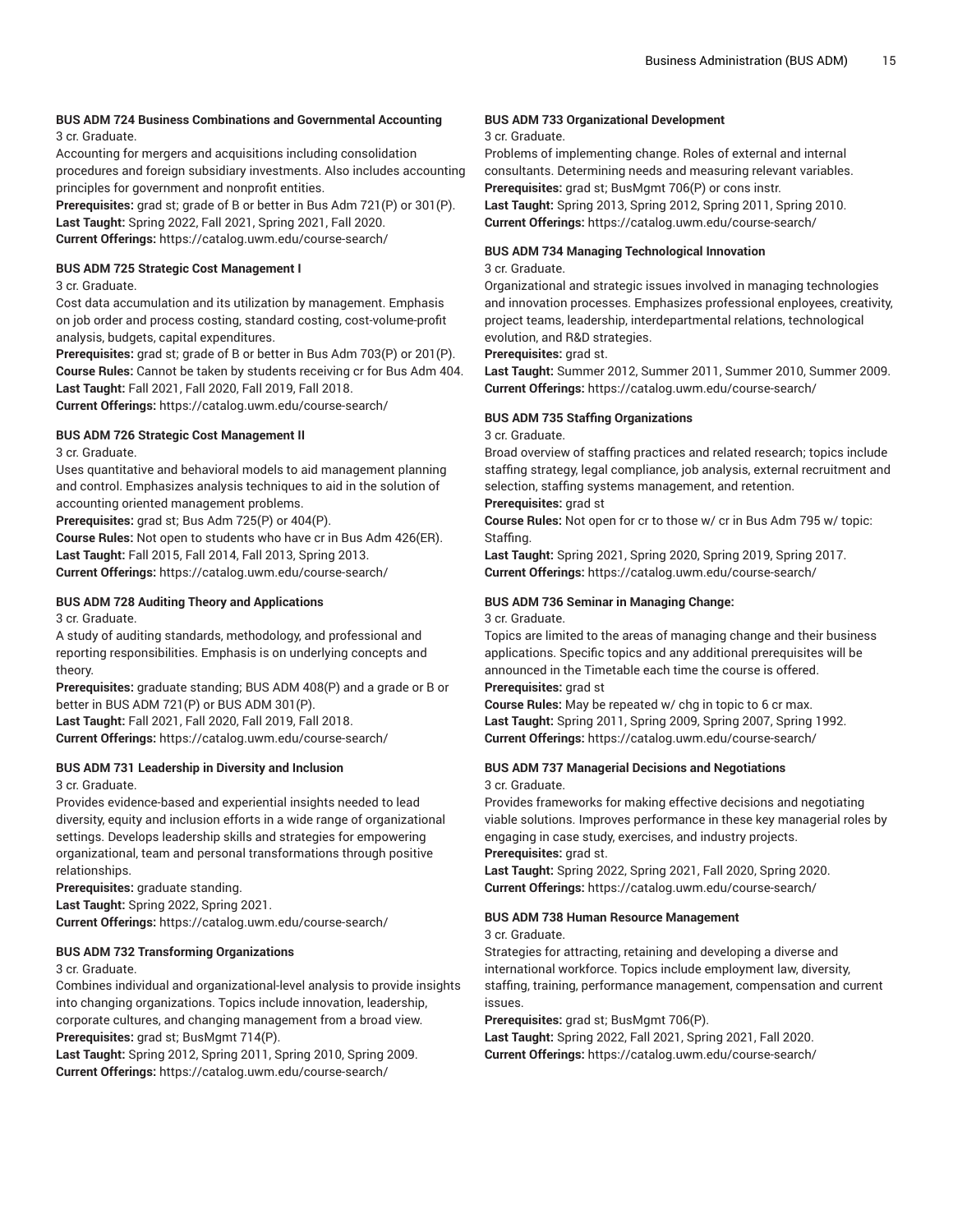**BUS ADM 724 Business Combinations and Governmental Accounting**
3 cr. Graduate.
Accounting for mergers and acquisitions including consolidation procedures and foreign subsidiary investments. Also includes accounting principles for government and nonprofit entities.
**Prerequisites:** grad st; grade of B or better in Bus Adm 721(P) or 301(P).
**Last Taught:** Spring 2022, Fall 2021, Spring 2021, Fall 2020.
**Current Offerings:** https://catalog.uwm.edu/course-search/

**BUS ADM 725 Strategic Cost Management I**
3 cr. Graduate.
Cost data accumulation and its utilization by management. Emphasis on job order and process costing, standard costing, cost-volume-profit analysis, budgets, capital expenditures.
**Prerequisites:** grad st; grade of B or better in Bus Adm 703(P) or 201(P).
**Course Rules:** Cannot be taken by students receiving cr for Bus Adm 404.
**Last Taught:** Fall 2021, Fall 2020, Fall 2019, Fall 2018.
**Current Offerings:** https://catalog.uwm.edu/course-search/

**BUS ADM 726 Strategic Cost Management II**
3 cr. Graduate.
Uses quantitative and behavioral models to aid management planning and control. Emphasizes analysis techniques to aid in the solution of accounting oriented management problems.
**Prerequisites:** grad st; Bus Adm 725(P) or 404(P).
**Course Rules:** Not open to students who have cr in Bus Adm 426(ER).
**Last Taught:** Fall 2015, Fall 2014, Fall 2013, Spring 2013.
**Current Offerings:** https://catalog.uwm.edu/course-search/

**BUS ADM 728 Auditing Theory and Applications**
3 cr. Graduate.
A study of auditing standards, methodology, and professional and reporting responsibilities. Emphasis is on underlying concepts and theory.
**Prerequisites:** graduate standing; BUS ADM 408(P) and a grade or B or better in BUS ADM 721(P) or BUS ADM 301(P).
**Last Taught:** Fall 2021, Fall 2020, Fall 2019, Fall 2018.
**Current Offerings:** https://catalog.uwm.edu/course-search/

**BUS ADM 731 Leadership in Diversity and Inclusion**
3 cr. Graduate.
Provides evidence-based and experiential insights needed to lead diversity, equity and inclusion efforts in a wide range of organizational settings. Develops leadership skills and strategies for empowering organizational, team and personal transformations through positive relationships.
**Prerequisites:** graduate standing.
**Last Taught:** Spring 2022, Spring 2021.
**Current Offerings:** https://catalog.uwm.edu/course-search/

**BUS ADM 732 Transforming Organizations**
3 cr. Graduate.
Combines individual and organizational-level analysis to provide insights into changing organizations. Topics include innovation, leadership, corporate cultures, and changing management from a broad view.
**Prerequisites:** grad st; BusMgmt 714(P).
**Last Taught:** Spring 2012, Spring 2011, Spring 2010, Spring 2009.
**Current Offerings:** https://catalog.uwm.edu/course-search/

**BUS ADM 733 Organizational Development**
3 cr. Graduate.
Problems of implementing change. Roles of external and internal consultants. Determining needs and measuring relevant variables.
**Prerequisites:** grad st; BusMgmt 706(P) or cons instr.
**Last Taught:** Spring 2013, Spring 2012, Spring 2011, Spring 2010.
**Current Offerings:** https://catalog.uwm.edu/course-search/

**BUS ADM 734 Managing Technological Innovation**
3 cr. Graduate.
Organizational and strategic issues involved in managing technologies and innovation processes. Emphasizes professional enployees, creativity, project teams, leadership, interdepartmental relations, technological evolution, and R&D strategies.
**Prerequisites:** grad st.
**Last Taught:** Summer 2012, Summer 2011, Summer 2010, Summer 2009.
**Current Offerings:** https://catalog.uwm.edu/course-search/

**BUS ADM 735 Staffing Organizations**
3 cr. Graduate.
Broad overview of staffing practices and related research; topics include staffing strategy, legal compliance, job analysis, external recruitment and selection, staffing systems management, and retention.
**Prerequisites:** grad st
**Course Rules:** Not open for cr to those w/ cr in Bus Adm 795 w/ topic: Staffing.
**Last Taught:** Spring 2021, Spring 2020, Spring 2019, Spring 2017.
**Current Offerings:** https://catalog.uwm.edu/course-search/

**BUS ADM 736 Seminar in Managing Change:**
3 cr. Graduate.
Topics are limited to the areas of managing change and their business applications. Specific topics and any additional prerequisites will be announced in the Timetable each time the course is offered.
**Prerequisites:** grad st
**Course Rules:** May be repeated w/ chg in topic to 6 cr max.
**Last Taught:** Spring 2011, Spring 2009, Spring 2007, Spring 1992.
**Current Offerings:** https://catalog.uwm.edu/course-search/

**BUS ADM 737 Managerial Decisions and Negotiations**
3 cr. Graduate.
Provides frameworks for making effective decisions and negotiating viable solutions. Improves performance in these key managerial roles by engaging in case study, exercises, and industry projects.
**Prerequisites:** grad st.
**Last Taught:** Spring 2022, Spring 2021, Fall 2020, Spring 2020.
**Current Offerings:** https://catalog.uwm.edu/course-search/

**BUS ADM 738 Human Resource Management**
3 cr. Graduate.
Strategies for attracting, retaining and developing a diverse and international workforce. Topics include employment law, diversity, staffing, training, performance management, compensation and current issues.
**Prerequisites:** grad st; BusMgmt 706(P).
**Last Taught:** Spring 2022, Fall 2021, Spring 2021, Fall 2020.
**Current Offerings:** https://catalog.uwm.edu/course-search/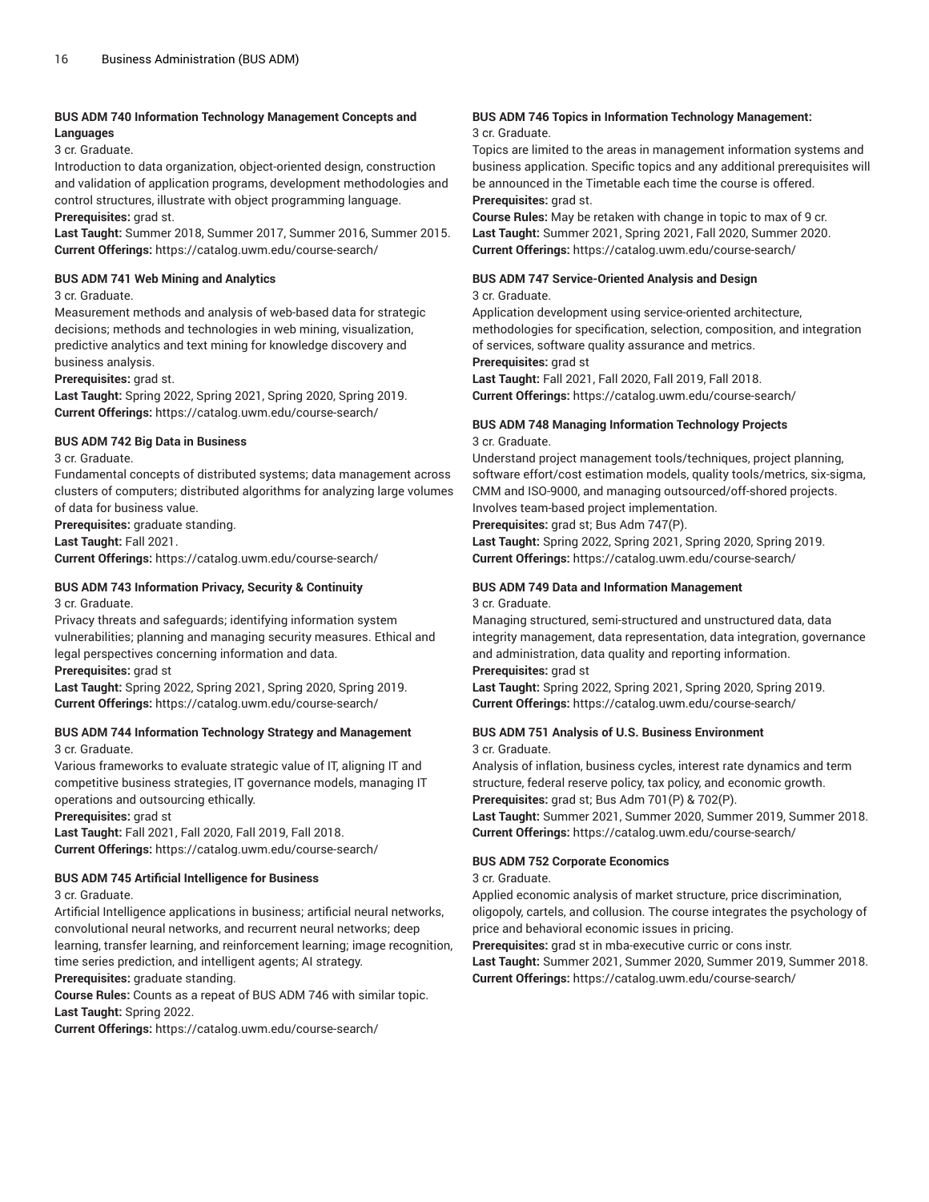### BUS ADM 740 Information Technology Management Concepts and Languages

3 cr. Graduate.

Introduction to data organization, object-oriented design, construction and validation of application programs, development methodologies and control structures, illustrate with object programming language.

**Prerequisites:** grad st.

**Last Taught:** Summer 2018, Summer 2017, Summer 2016, Summer 2015.

**Current Offerings:** https://catalog.uwm.edu/course-search/

### BUS ADM 741 Web Mining and Analytics

3 cr. Graduate.

Measurement methods and analysis of web-based data for strategic decisions; methods and technologies in web mining, visualization, predictive analytics and text mining for knowledge discovery and business analysis.

**Prerequisites:** grad st.

**Last Taught:** Spring 2022, Spring 2021, Spring 2020, Spring 2019.

**Current Offerings:** https://catalog.uwm.edu/course-search/

### BUS ADM 742 Big Data in Business

3 cr. Graduate.

Fundamental concepts of distributed systems; data management across clusters of computers; distributed algorithms for analyzing large volumes of data for business value.

**Prerequisites:** graduate standing.

**Last Taught:** Fall 2021.

**Current Offerings:** https://catalog.uwm.edu/course-search/

### BUS ADM 743 Information Privacy, Security & Continuity

3 cr. Graduate.

Privacy threats and safeguards; identifying information system vulnerabilities; planning and managing security measures. Ethical and legal perspectives concerning information and data.

**Prerequisites:** grad st

**Last Taught:** Spring 2022, Spring 2021, Spring 2020, Spring 2019.

**Current Offerings:** https://catalog.uwm.edu/course-search/

### BUS ADM 744 Information Technology Strategy and Management

3 cr. Graduate.

Various frameworks to evaluate strategic value of IT, aligning IT and competitive business strategies, IT governance models, managing IT operations and outsourcing ethically.

**Prerequisites:** grad st

**Last Taught:** Fall 2021, Fall 2020, Fall 2019, Fall 2018.

**Current Offerings:** https://catalog.uwm.edu/course-search/

### BUS ADM 745 Artificial Intelligence for Business

3 cr. Graduate.

Artificial Intelligence applications in business; artificial neural networks, convolutional neural networks, and recurrent neural networks; deep learning, transfer learning, and reinforcement learning; image recognition, time series prediction, and intelligent agents; AI strategy.

**Prerequisites:** graduate standing.

**Course Rules:** Counts as a repeat of BUS ADM 746 with similar topic.

**Last Taught:** Spring 2022.

**Current Offerings:** https://catalog.uwm.edu/course-search/

### BUS ADM 746 Topics in Information Technology Management:

3 cr. Graduate.

Topics are limited to the areas in management information systems and business application. Specific topics and any additional prerequisites will be announced in the Timetable each time the course is offered.

**Prerequisites:** grad st.

**Course Rules:** May be retaken with change in topic to max of 9 cr.

**Last Taught:** Summer 2021, Spring 2021, Fall 2020, Summer 2020.

**Current Offerings:** https://catalog.uwm.edu/course-search/

### BUS ADM 747 Service-Oriented Analysis and Design

3 cr. Graduate.

Application development using service-oriented architecture, methodologies for specification, selection, composition, and integration of services, software quality assurance and metrics.

**Prerequisites:** grad st

**Last Taught:** Fall 2021, Fall 2020, Fall 2019, Fall 2018.

**Current Offerings:** https://catalog.uwm.edu/course-search/

### BUS ADM 748 Managing Information Technology Projects

3 cr. Graduate.

Understand project management tools/techniques, project planning, software effort/cost estimation models, quality tools/metrics, six-sigma, CMM and ISO-9000, and managing outsourced/off-shored projects. Involves team-based project implementation.

**Prerequisites:** grad st; Bus Adm 747(P).

**Last Taught:** Spring 2022, Spring 2021, Spring 2020, Spring 2019.

**Current Offerings:** https://catalog.uwm.edu/course-search/

### BUS ADM 749 Data and Information Management

3 cr. Graduate.

Managing structured, semi-structured and unstructured data, data integrity management, data representation, data integration, governance and administration, data quality and reporting information.

**Prerequisites:** grad st

**Last Taught:** Spring 2022, Spring 2021, Spring 2020, Spring 2019.

**Current Offerings:** https://catalog.uwm.edu/course-search/

### BUS ADM 751 Analysis of U.S. Business Environment

3 cr. Graduate.

Analysis of inflation, business cycles, interest rate dynamics and term structure, federal reserve policy, tax policy, and economic growth.

**Prerequisites:** grad st; Bus Adm 701(P) & 702(P).

**Last Taught:** Summer 2021, Summer 2020, Summer 2019, Summer 2018.

**Current Offerings:** https://catalog.uwm.edu/course-search/

### BUS ADM 752 Corporate Economics

3 cr. Graduate.

Applied economic analysis of market structure, price discrimination, oligopoly, cartels, and collusion. The course integrates the psychology of price and behavioral economic issues in pricing.

**Prerequisites:** grad st in mba-executive curric or cons instr.

**Last Taught:** Summer 2021, Summer 2020, Summer 2019, Summer 2018.

**Current Offerings:** https://catalog.uwm.edu/course-search/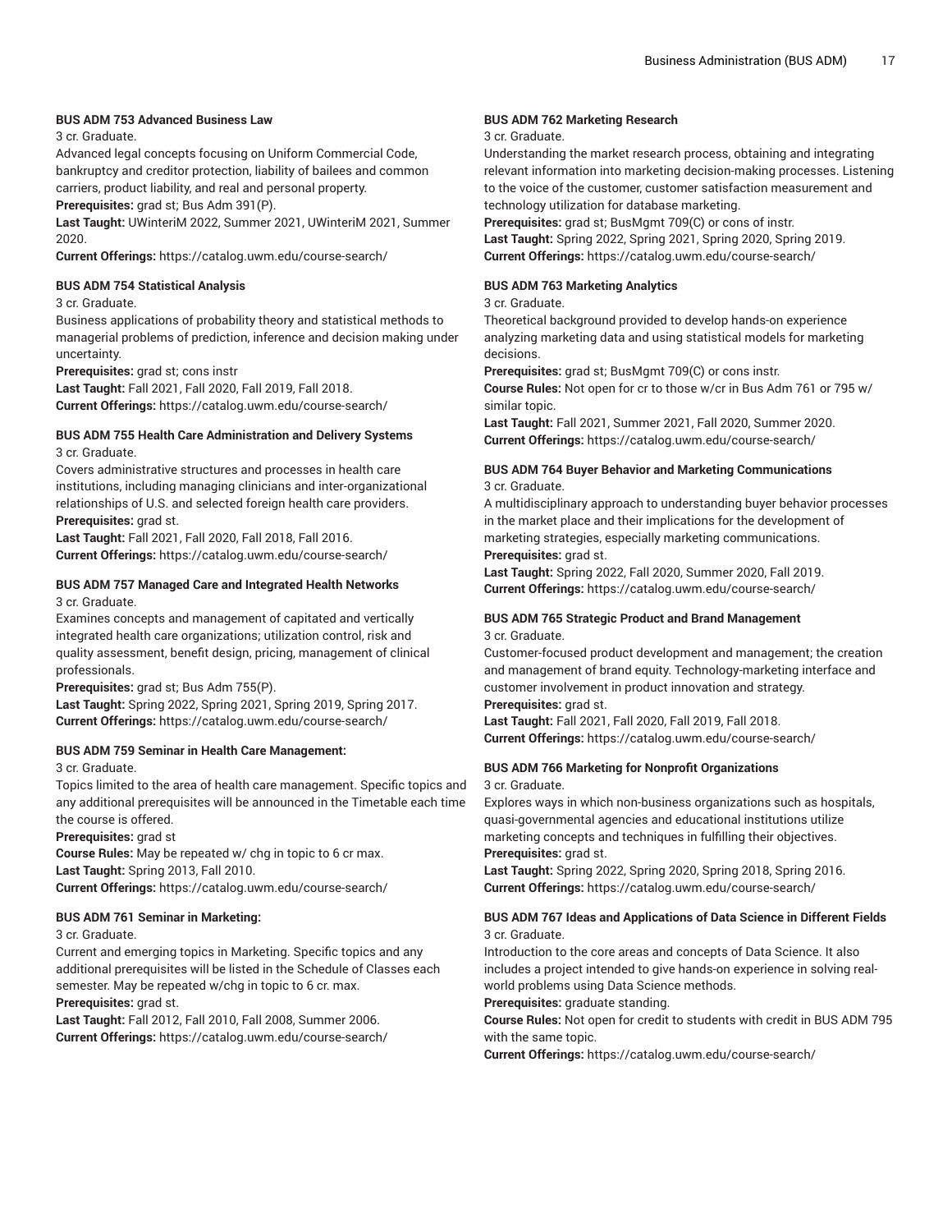**BUS ADM 753 Advanced Business Law**

3 cr. Graduate.

Advanced legal concepts focusing on Uniform Commercial Code, bankruptcy and creditor protection, liability of bailees and common carriers, product liability, and real and personal property.

**Prerequisites:** grad st; Bus Adm 391(P).

**Last Taught:** UWinteriM 2022, Summer 2021, UWinteriM 2021, Summer 2020.

**Current Offerings:** https://catalog.uwm.edu/course-search/

**BUS ADM 754 Statistical Analysis**

3 cr. Graduate.

Business applications of probability theory and statistical methods to managerial problems of prediction, inference and decision making under uncertainty.

**Prerequisites:** grad st; cons instr

**Last Taught:** Fall 2021, Fall 2020, Fall 2019, Fall 2018.

**Current Offerings:** https://catalog.uwm.edu/course-search/

**BUS ADM 755 Health Care Administration and Delivery Systems**

3 cr. Graduate.

Covers administrative structures and processes in health care institutions, including managing clinicians and inter-organizational relationships of U.S. and selected foreign health care providers.

**Prerequisites:** grad st.

**Last Taught:** Fall 2021, Fall 2020, Fall 2018, Fall 2016.

**Current Offerings:** https://catalog.uwm.edu/course-search/

**BUS ADM 757 Managed Care and Integrated Health Networks**

3 cr. Graduate.

Examines concepts and management of capitated and vertically integrated health care organizations; utilization control, risk and quality assessment, benefit design, pricing, management of clinical professionals.

**Prerequisites:** grad st; Bus Adm 755(P).

**Last Taught:** Spring 2022, Spring 2021, Spring 2019, Spring 2017.

**Current Offerings:** https://catalog.uwm.edu/course-search/

**BUS ADM 759 Seminar in Health Care Management:**

3 cr. Graduate.

Topics limited to the area of health care management. Specific topics and any additional prerequisites will be announced in the Timetable each time the course is offered.

**Prerequisites:** grad st

**Course Rules:** May be repeated w/ chg in topic to 6 cr max.

**Last Taught:** Spring 2013, Fall 2010.

**Current Offerings:** https://catalog.uwm.edu/course-search/

**BUS ADM 761 Seminar in Marketing:**

3 cr. Graduate.

Current and emerging topics in Marketing. Specific topics and any additional prerequisites will be listed in the Schedule of Classes each semester. May be repeated w/chg in topic to 6 cr. max.

**Prerequisites:** grad st.

**Last Taught:** Fall 2012, Fall 2010, Fall 2008, Summer 2006.

**Current Offerings:** https://catalog.uwm.edu/course-search/

**BUS ADM 762 Marketing Research**

3 cr. Graduate.

Understanding the market research process, obtaining and integrating relevant information into marketing decision-making processes. Listening to the voice of the customer, customer satisfaction measurement and technology utilization for database marketing.

**Prerequisites:** grad st; BusMgmt 709(C) or cons of instr.

**Last Taught:** Spring 2022, Spring 2021, Spring 2020, Spring 2019.

**Current Offerings:** https://catalog.uwm.edu/course-search/

**BUS ADM 763 Marketing Analytics**

3 cr. Graduate.

Theoretical background provided to develop hands-on experience analyzing marketing data and using statistical models for marketing decisions.

**Prerequisites:** grad st; BusMgmt 709(C) or cons instr.

**Course Rules:** Not open for cr to those w/cr in Bus Adm 761 or 795 w/ similar topic.

**Last Taught:** Fall 2021, Summer 2021, Fall 2020, Summer 2020.

**Current Offerings:** https://catalog.uwm.edu/course-search/

**BUS ADM 764 Buyer Behavior and Marketing Communications**

3 cr. Graduate.

A multidisciplinary approach to understanding buyer behavior processes in the market place and their implications for the development of marketing strategies, especially marketing communications.

**Prerequisites:** grad st.

**Last Taught:** Spring 2022, Fall 2020, Summer 2020, Fall 2019.

**Current Offerings:** https://catalog.uwm.edu/course-search/

**BUS ADM 765 Strategic Product and Brand Management**

3 cr. Graduate.

Customer-focused product development and management; the creation and management of brand equity. Technology-marketing interface and customer involvement in product innovation and strategy.

**Prerequisites:** grad st.

**Last Taught:** Fall 2021, Fall 2020, Fall 2019, Fall 2018.

**Current Offerings:** https://catalog.uwm.edu/course-search/

**BUS ADM 766 Marketing for Nonprofit Organizations**

3 cr. Graduate.

Explores ways in which non-business organizations such as hospitals, quasi-governmental agencies and educational institutions utilize marketing concepts and techniques in fulfilling their objectives.

**Prerequisites:** grad st.

**Last Taught:** Spring 2022, Spring 2020, Spring 2018, Spring 2016.

**Current Offerings:** https://catalog.uwm.edu/course-search/

**BUS ADM 767 Ideas and Applications of Data Science in Different Fields**

3 cr. Graduate.

Introduction to the core areas and concepts of Data Science. It also includes a project intended to give hands-on experience in solving real-world problems using Data Science methods.

**Prerequisites:** graduate standing.

**Course Rules:** Not open for credit to students with credit in BUS ADM 795 with the same topic.

**Current Offerings:** https://catalog.uwm.edu/course-search/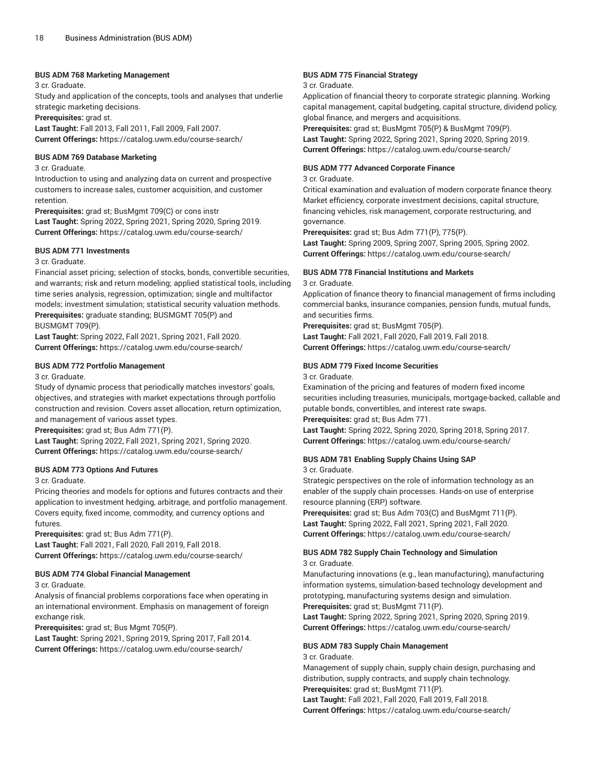**BUS ADM 768 Marketing Management**

3 cr. Graduate.

Study and application of the concepts, tools and analyses that underlie strategic marketing decisions.

**Prerequisites:** grad st.

**Last Taught:** Fall 2013, Fall 2011, Fall 2009, Fall 2007.

**Current Offerings:** https://catalog.uwm.edu/course-search/

**BUS ADM 769 Database Marketing**

3 cr. Graduate.

Introduction to using and analyzing data on current and prospective customers to increase sales, customer acquisition, and customer retention.

**Prerequisites:** grad st; BusMgmt 709(C) or cons instr

**Last Taught:** Spring 2022, Spring 2021, Spring 2020, Spring 2019.

**Current Offerings:** https://catalog.uwm.edu/course-search/

**BUS ADM 771 Investments**

3 cr. Graduate.

Financial asset pricing; selection of stocks, bonds, convertible securities, and warrants; risk and return modeling; applied statistical tools, including time series analysis, regression, optimization; single and multifactor models; investment simulation; statistical security valuation methods.

**Prerequisites:** graduate standing; BUSMGMT 705(P) and BUSMGMT 709(P).

**Last Taught:** Spring 2022, Fall 2021, Spring 2021, Fall 2020.

**Current Offerings:** https://catalog.uwm.edu/course-search/

**BUS ADM 772 Portfolio Management**

3 cr. Graduate.

Study of dynamic process that periodically matches investors' goals, objectives, and strategies with market expectations through portfolio construction and revision. Covers asset allocation, return optimization, and management of various asset types.

**Prerequisites:** grad st; Bus Adm 771(P).

**Last Taught:** Spring 2022, Fall 2021, Spring 2021, Spring 2020.

**Current Offerings:** https://catalog.uwm.edu/course-search/

**BUS ADM 773 Options And Futures**

3 cr. Graduate.

Pricing theories and models for options and futures contracts and their application to investment hedging, arbitrage, and portfolio management. Covers equity, fixed income, commodity, and currency options and futures.

**Prerequisites:** grad st; Bus Adm 771(P).

**Last Taught:** Fall 2021, Fall 2020, Fall 2019, Fall 2018.

**Current Offerings:** https://catalog.uwm.edu/course-search/

**BUS ADM 774 Global Financial Management**

3 cr. Graduate.

Analysis of financial problems corporations face when operating in an international environment. Emphasis on management of foreign exchange risk.

**Prerequisites:** grad st; Bus Mgmt 705(P).

**Last Taught:** Spring 2021, Spring 2019, Spring 2017, Fall 2014.

**Current Offerings:** https://catalog.uwm.edu/course-search/

**BUS ADM 775 Financial Strategy**

3 cr. Graduate.

Application of financial theory to corporate strategic planning. Working capital management, capital budgeting, capital structure, dividend policy, global finance, and mergers and acquisitions.

**Prerequisites:** grad st; BusMgmt 705(P) & BusMgmt 709(P).

**Last Taught:** Spring 2022, Spring 2021, Spring 2020, Spring 2019.

**Current Offerings:** https://catalog.uwm.edu/course-search/

**BUS ADM 777 Advanced Corporate Finance**

3 cr. Graduate.

Critical examination and evaluation of modern corporate finance theory. Market efficiency, corporate investment decisions, capital structure, financing vehicles, risk management, corporate restructuring, and governance.

**Prerequisites:** grad st; Bus Adm 771(P), 775(P).

**Last Taught:** Spring 2009, Spring 2007, Spring 2005, Spring 2002.

**Current Offerings:** https://catalog.uwm.edu/course-search/

**BUS ADM 778 Financial Institutions and Markets**

3 cr. Graduate.

Application of finance theory to financial management of firms including commercial banks, insurance companies, pension funds, mutual funds, and securities firms.

**Prerequisites:** grad st; BusMgmt 705(P).

**Last Taught:** Fall 2021, Fall 2020, Fall 2019, Fall 2018.

**Current Offerings:** https://catalog.uwm.edu/course-search/

**BUS ADM 779 Fixed Income Securities**

3 cr. Graduate.

Examination of the pricing and features of modern fixed income securities including treasuries, municipals, mortgage-backed, callable and putable bonds, convertibles, and interest rate swaps.

**Prerequisites:** grad st; Bus Adm 771.

**Last Taught:** Spring 2022, Spring 2020, Spring 2018, Spring 2017.

**Current Offerings:** https://catalog.uwm.edu/course-search/

**BUS ADM 781 Enabling Supply Chains Using SAP**

3 cr. Graduate.

Strategic perspectives on the role of information technology as an enabler of the supply chain processes. Hands-on use of enterprise resource planning (ERP) software.

**Prerequisites:** grad st; Bus Adm 703(C) and BusMgmt 711(P).

**Last Taught:** Spring 2022, Fall 2021, Spring 2021, Fall 2020.

**Current Offerings:** https://catalog.uwm.edu/course-search/

**BUS ADM 782 Supply Chain Technology and Simulation**

3 cr. Graduate.

Manufacturing innovations (e.g., lean manufacturing), manufacturing information systems, simulation-based technology development and prototyping, manufacturing systems design and simulation.

**Prerequisites:** grad st; BusMgmt 711(P).

**Last Taught:** Spring 2022, Spring 2021, Spring 2020, Spring 2019.

**Current Offerings:** https://catalog.uwm.edu/course-search/

**BUS ADM 783 Supply Chain Management**

3 cr. Graduate.

Management of supply chain, supply chain design, purchasing and distribution, supply contracts, and supply chain technology.

**Prerequisites:** grad st; BusMgmt 711(P).

**Last Taught:** Fall 2021, Fall 2020, Fall 2019, Fall 2018.

**Current Offerings:** https://catalog.uwm.edu/course-search/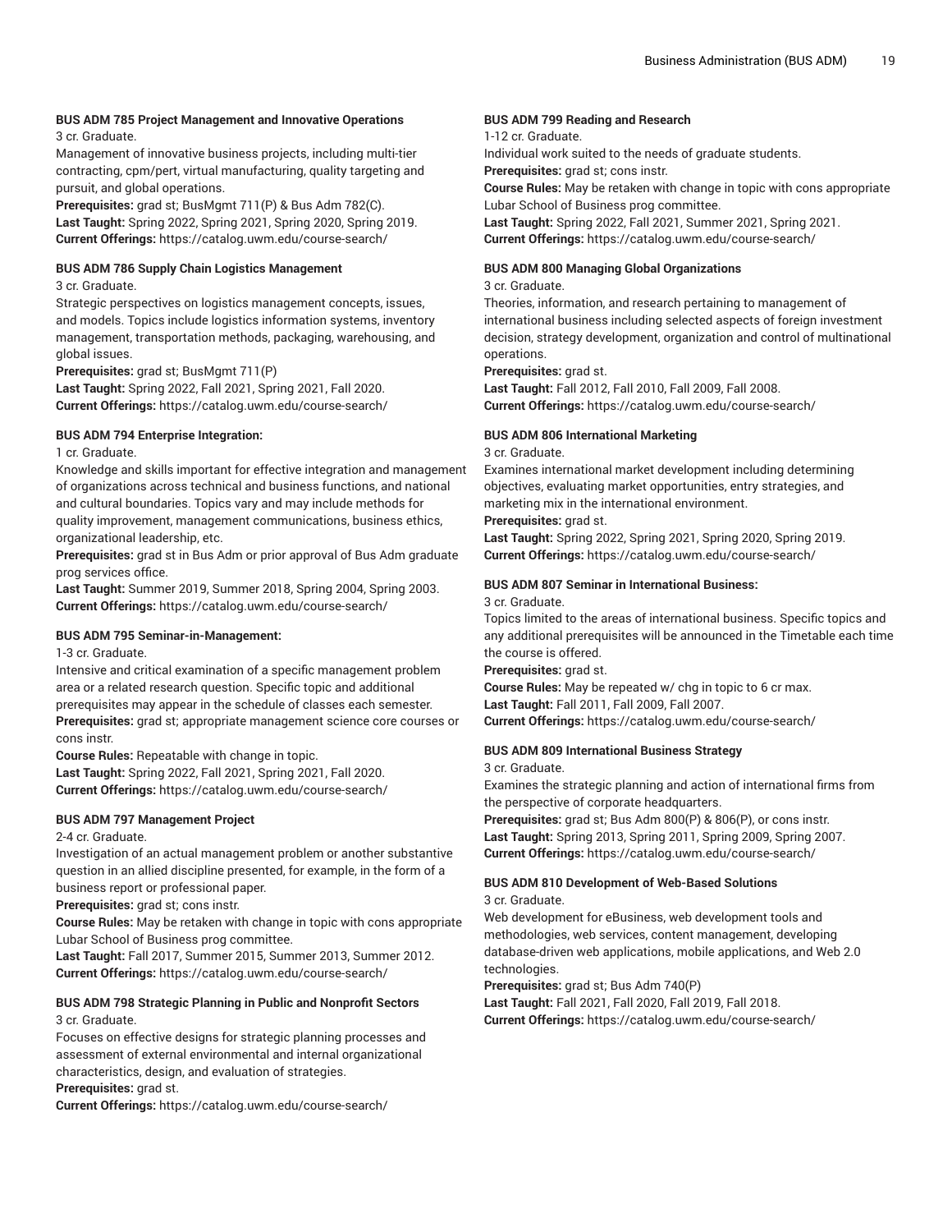**BUS ADM 785 Project Management and Innovative Operations**
3 cr. Graduate.
Management of innovative business projects, including multi-tier contracting, cpm/pert, virtual manufacturing, quality targeting and pursuit, and global operations.
**Prerequisites:** grad st; BusMgmt 711(P) & Bus Adm 782(C).
**Last Taught:** Spring 2022, Spring 2021, Spring 2020, Spring 2019.
**Current Offerings:** https://catalog.uwm.edu/course-search/

**BUS ADM 786 Supply Chain Logistics Management**
3 cr. Graduate.
Strategic perspectives on logistics management concepts, issues, and models. Topics include logistics information systems, inventory management, transportation methods, packaging, warehousing, and global issues.
**Prerequisites:** grad st; BusMgmt 711(P)
**Last Taught:** Spring 2022, Fall 2021, Spring 2021, Fall 2020.
**Current Offerings:** https://catalog.uwm.edu/course-search/

**BUS ADM 794 Enterprise Integration:**
1 cr. Graduate.
Knowledge and skills important for effective integration and management of organizations across technical and business functions, and national and cultural boundaries. Topics vary and may include methods for quality improvement, management communications, business ethics, organizational leadership, etc.
**Prerequisites:** grad st in Bus Adm or prior approval of Bus Adm graduate prog services office.
**Last Taught:** Summer 2019, Summer 2018, Spring 2004, Spring 2003.
**Current Offerings:** https://catalog.uwm.edu/course-search/

**BUS ADM 795 Seminar-in-Management:**
1-3 cr. Graduate.
Intensive and critical examination of a specific management problem area or a related research question. Specific topic and additional prerequisites may appear in the schedule of classes each semester.
**Prerequisites:** grad st; appropriate management science core courses or cons instr.
**Course Rules:** Repeatable with change in topic.
**Last Taught:** Spring 2022, Fall 2021, Spring 2021, Fall 2020.
**Current Offerings:** https://catalog.uwm.edu/course-search/

**BUS ADM 797 Management Project**
2-4 cr. Graduate.
Investigation of an actual management problem or another substantive question in an allied discipline presented, for example, in the form of a business report or professional paper.
**Prerequisites:** grad st; cons instr.
**Course Rules:** May be retaken with change in topic with cons appropriate Lubar School of Business prog committee.
**Last Taught:** Fall 2017, Summer 2015, Summer 2013, Summer 2012.
**Current Offerings:** https://catalog.uwm.edu/course-search/

**BUS ADM 798 Strategic Planning in Public and Nonprofit Sectors**
3 cr. Graduate.
Focuses on effective designs for strategic planning processes and assessment of external environmental and internal organizational characteristics, design, and evaluation of strategies.
**Prerequisites:** grad st.
**Current Offerings:** https://catalog.uwm.edu/course-search/

**BUS ADM 799 Reading and Research**
1-12 cr. Graduate.
Individual work suited to the needs of graduate students.
**Prerequisites:** grad st; cons instr.
**Course Rules:** May be retaken with change in topic with cons appropriate Lubar School of Business prog committee.
**Last Taught:** Spring 2022, Fall 2021, Summer 2021, Spring 2021.
**Current Offerings:** https://catalog.uwm.edu/course-search/

**BUS ADM 800 Managing Global Organizations**
3 cr. Graduate.
Theories, information, and research pertaining to management of international business including selected aspects of foreign investment decision, strategy development, organization and control of multinational operations.
**Prerequisites:** grad st.
**Last Taught:** Fall 2012, Fall 2010, Fall 2009, Fall 2008.
**Current Offerings:** https://catalog.uwm.edu/course-search/

**BUS ADM 806 International Marketing**
3 cr. Graduate.
Examines international market development including determining objectives, evaluating market opportunities, entry strategies, and marketing mix in the international environment.
**Prerequisites:** grad st.
**Last Taught:** Spring 2022, Spring 2021, Spring 2020, Spring 2019.
**Current Offerings:** https://catalog.uwm.edu/course-search/

**BUS ADM 807 Seminar in International Business:**
3 cr. Graduate.
Topics limited to the areas of international business. Specific topics and any additional prerequisites will be announced in the Timetable each time the course is offered.
**Prerequisites:** grad st.
**Course Rules:** May be repeated w/ chg in topic to 6 cr max.
**Last Taught:** Fall 2011, Fall 2009, Fall 2007.
**Current Offerings:** https://catalog.uwm.edu/course-search/

**BUS ADM 809 International Business Strategy**
3 cr. Graduate.
Examines the strategic planning and action of international firms from the perspective of corporate headquarters.
**Prerequisites:** grad st; Bus Adm 800(P) & 806(P), or cons instr.
**Last Taught:** Spring 2013, Spring 2011, Spring 2009, Spring 2007.
**Current Offerings:** https://catalog.uwm.edu/course-search/

**BUS ADM 810 Development of Web-Based Solutions**
3 cr. Graduate.
Web development for eBusiness, web development tools and methodologies, web services, content management, developing database-driven web applications, mobile applications, and Web 2.0 technologies.
**Prerequisites:** grad st; Bus Adm 740(P)
**Last Taught:** Fall 2021, Fall 2020, Fall 2019, Fall 2018.
**Current Offerings:** https://catalog.uwm.edu/course-search/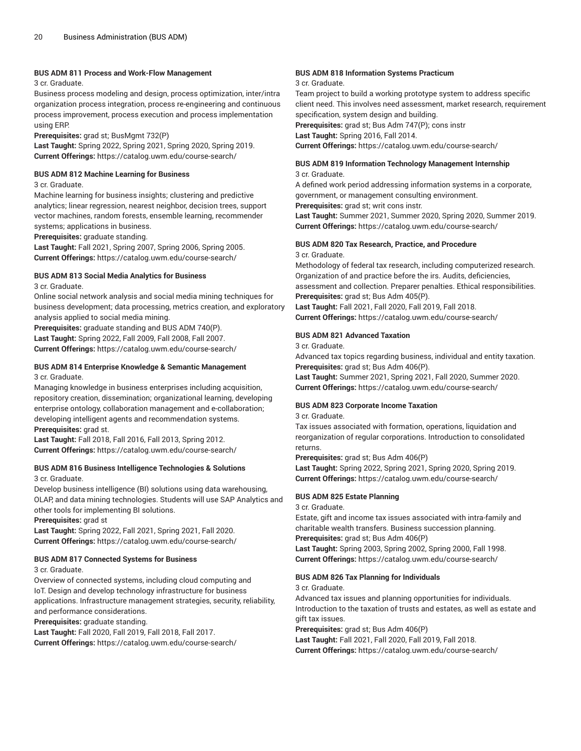#### BUS ADM 811 Process and Work-Flow Management

3 cr. Graduate.

Business process modeling and design, process optimization, inter/intra organization process integration, process re-engineering and continuous process improvement, process execution and process implementation using ERP.

**Prerequisites:** grad st; BusMgmt 732(P)

**Last Taught:** Spring 2022, Spring 2021, Spring 2020, Spring 2019.

**Current Offerings:** https://catalog.uwm.edu/course-search/

#### BUS ADM 812 Machine Learning for Business

3 cr. Graduate.

Machine learning for business insights; clustering and predictive analytics; linear regression, nearest neighbor, decision trees, support vector machines, random forests, ensemble learning, recommender systems; applications in business.

**Prerequisites:** graduate standing.

**Last Taught:** Fall 2021, Spring 2007, Spring 2006, Spring 2005.

**Current Offerings:** https://catalog.uwm.edu/course-search/

#### BUS ADM 813 Social Media Analytics for Business

3 cr. Graduate.

Online social network analysis and social media mining techniques for business development; data processing, metrics creation, and exploratory analysis applied to social media mining.

**Prerequisites:** graduate standing and BUS ADM 740(P).

**Last Taught:** Spring 2022, Fall 2009, Fall 2008, Fall 2007.

**Current Offerings:** https://catalog.uwm.edu/course-search/

#### BUS ADM 814 Enterprise Knowledge & Semantic Management

3 cr. Graduate.

Managing knowledge in business enterprises including acquisition, repository creation, dissemination; organizational learning, developing enterprise ontology, collaboration management and e-collaboration; developing intelligent agents and recommendation systems.

**Prerequisites:** grad st.

**Last Taught:** Fall 2018, Fall 2016, Fall 2013, Spring 2012.

**Current Offerings:** https://catalog.uwm.edu/course-search/

#### BUS ADM 816 Business Intelligence Technologies & Solutions

3 cr. Graduate.

Develop business intelligence (BI) solutions using data warehousing, OLAP, and data mining technologies. Students will use SAP Analytics and other tools for implementing BI solutions.

**Prerequisites:** grad st

**Last Taught:** Spring 2022, Fall 2021, Spring 2021, Fall 2020.

**Current Offerings:** https://catalog.uwm.edu/course-search/

#### BUS ADM 817 Connected Systems for Business

3 cr. Graduate.

Overview of connected systems, including cloud computing and IoT. Design and develop technology infrastructure for business applications. Infrastructure management strategies, security, reliability, and performance considerations.

**Prerequisites:** graduate standing.

**Last Taught:** Fall 2020, Fall 2019, Fall 2018, Fall 2017.

**Current Offerings:** https://catalog.uwm.edu/course-search/

#### BUS ADM 818 Information Systems Practicum

3 cr. Graduate.

Team project to build a working prototype system to address specific client need. This involves need assessment, market research, requirement specification, system design and building.

**Prerequisites:** grad st; Bus Adm 747(P); cons instr

**Last Taught:** Spring 2016, Fall 2014.

**Current Offerings:** https://catalog.uwm.edu/course-search/

#### BUS ADM 819 Information Technology Management Internship

3 cr. Graduate.

A defined work period addressing information systems in a corporate, government, or management consulting environment.

**Prerequisites:** grad st; writ cons instr.

**Last Taught:** Summer 2021, Summer 2020, Spring 2020, Summer 2019.

**Current Offerings:** https://catalog.uwm.edu/course-search/

#### BUS ADM 820 Tax Research, Practice, and Procedure

3 cr. Graduate.

Methodology of federal tax research, including computerized research. Organization of and practice before the irs. Audits, deficiencies, assessment and collection. Preparer penalties. Ethical responsibilities.

**Prerequisites:** grad st; Bus Adm 405(P).

**Last Taught:** Fall 2021, Fall 2020, Fall 2019, Fall 2018.

**Current Offerings:** https://catalog.uwm.edu/course-search/

#### BUS ADM 821 Advanced Taxation

3 cr. Graduate.

Advanced tax topics regarding business, individual and entity taxation.

**Prerequisites:** grad st; Bus Adm 406(P).

**Last Taught:** Summer 2021, Spring 2021, Fall 2020, Summer 2020.

**Current Offerings:** https://catalog.uwm.edu/course-search/

#### BUS ADM 823 Corporate Income Taxation

3 cr. Graduate.

Tax issues associated with formation, operations, liquidation and reorganization of regular corporations. Introduction to consolidated returns.

**Prerequisites:** grad st; Bus Adm 406(P)

**Last Taught:** Spring 2022, Spring 2021, Spring 2020, Spring 2019.

**Current Offerings:** https://catalog.uwm.edu/course-search/

#### BUS ADM 825 Estate Planning

3 cr. Graduate.

Estate, gift and income tax issues associated with intra-family and charitable wealth transfers. Business succession planning.

**Prerequisites:** grad st; Bus Adm 406(P)

**Last Taught:** Spring 2003, Spring 2002, Spring 2000, Fall 1998.

**Current Offerings:** https://catalog.uwm.edu/course-search/

#### BUS ADM 826 Tax Planning for Individuals

3 cr. Graduate.

Advanced tax issues and planning opportunities for individuals. Introduction to the taxation of trusts and estates, as well as estate and gift tax issues.

**Prerequisites:** grad st; Bus Adm 406(P)

**Last Taught:** Fall 2021, Fall 2020, Fall 2019, Fall 2018.

**Current Offerings:** https://catalog.uwm.edu/course-search/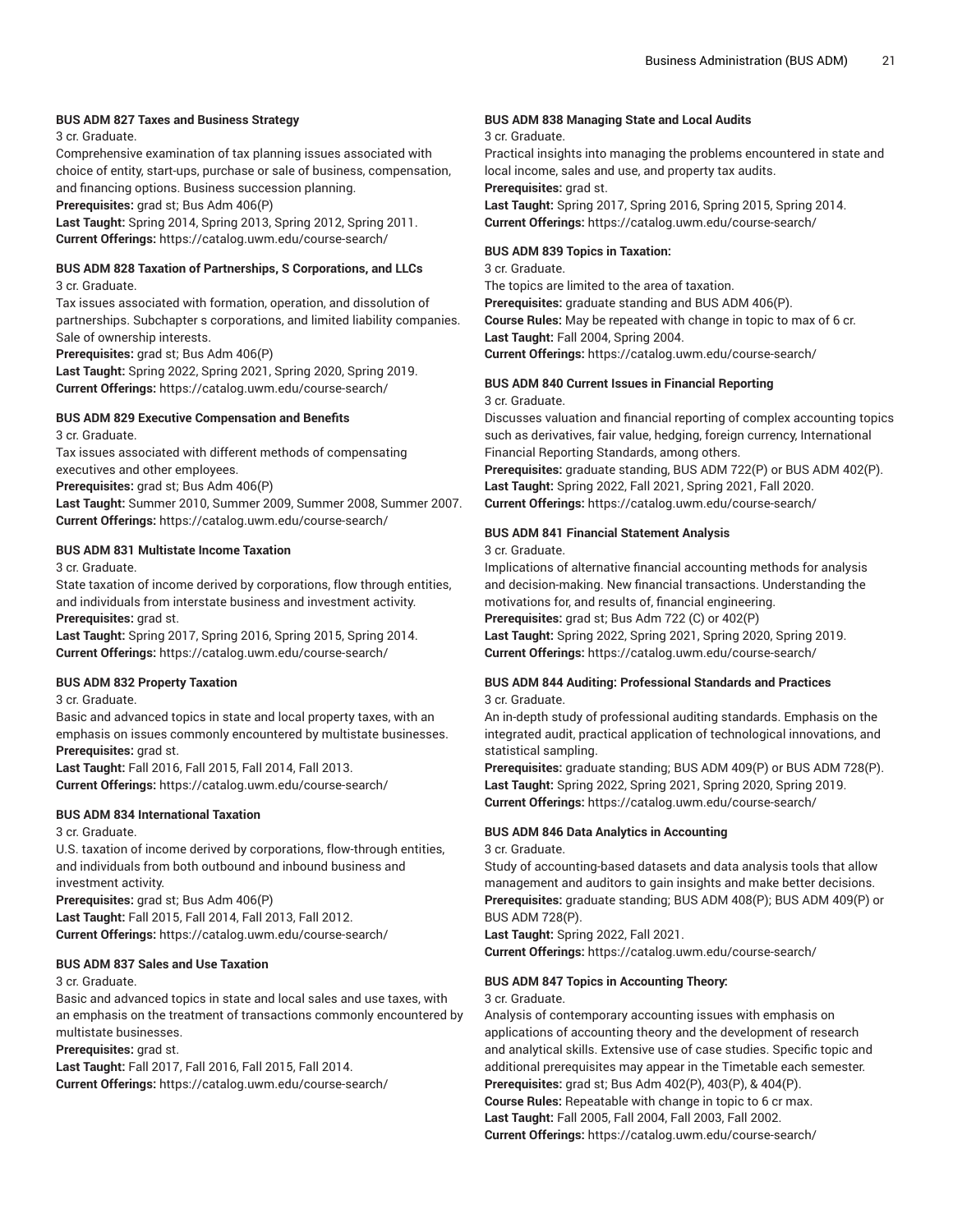**BUS ADM 827 Taxes and Business Strategy**

3 cr. Graduate.

Comprehensive examination of tax planning issues associated with choice of entity, start-ups, purchase or sale of business, compensation, and financing options. Business succession planning.

**Prerequisites:** grad st; Bus Adm 406(P)

**Last Taught:** Spring 2014, Spring 2013, Spring 2012, Spring 2011.

**Current Offerings:** https://catalog.uwm.edu/course-search/

**BUS ADM 828 Taxation of Partnerships, S Corporations, and LLCs**

3 cr. Graduate.

Tax issues associated with formation, operation, and dissolution of partnerships. Subchapter s corporations, and limited liability companies. Sale of ownership interests.

**Prerequisites:** grad st; Bus Adm 406(P)

**Last Taught:** Spring 2022, Spring 2021, Spring 2020, Spring 2019.

**Current Offerings:** https://catalog.uwm.edu/course-search/

**BUS ADM 829 Executive Compensation and Benefits**

3 cr. Graduate.

Tax issues associated with different methods of compensating executives and other employees.

**Prerequisites:** grad st; Bus Adm 406(P)

**Last Taught:** Summer 2010, Summer 2009, Summer 2008, Summer 2007.

**Current Offerings:** https://catalog.uwm.edu/course-search/

**BUS ADM 831 Multistate Income Taxation**

3 cr. Graduate.

State taxation of income derived by corporations, flow through entities, and individuals from interstate business and investment activity.

**Prerequisites:** grad st.

**Last Taught:** Spring 2017, Spring 2016, Spring 2015, Spring 2014.

**Current Offerings:** https://catalog.uwm.edu/course-search/

**BUS ADM 832 Property Taxation**

3 cr. Graduate.

Basic and advanced topics in state and local property taxes, with an emphasis on issues commonly encountered by multistate businesses.

**Prerequisites:** grad st.

**Last Taught:** Fall 2016, Fall 2015, Fall 2014, Fall 2013.

**Current Offerings:** https://catalog.uwm.edu/course-search/

**BUS ADM 834 International Taxation**

3 cr. Graduate.

U.S. taxation of income derived by corporations, flow-through entities, and individuals from both outbound and inbound business and investment activity.

**Prerequisites:** grad st; Bus Adm 406(P)

**Last Taught:** Fall 2015, Fall 2014, Fall 2013, Fall 2012.

**Current Offerings:** https://catalog.uwm.edu/course-search/

**BUS ADM 837 Sales and Use Taxation**

3 cr. Graduate.

Basic and advanced topics in state and local sales and use taxes, with an emphasis on the treatment of transactions commonly encountered by multistate businesses.

**Prerequisites:** grad st.

**Last Taught:** Fall 2017, Fall 2016, Fall 2015, Fall 2014.

**Current Offerings:** https://catalog.uwm.edu/course-search/

**BUS ADM 838 Managing State and Local Audits**

3 cr. Graduate.

Practical insights into managing the problems encountered in state and local income, sales and use, and property tax audits.

**Prerequisites:** grad st.

**Last Taught:** Spring 2017, Spring 2016, Spring 2015, Spring 2014.

**Current Offerings:** https://catalog.uwm.edu/course-search/

**BUS ADM 839 Topics in Taxation:**

3 cr. Graduate.

The topics are limited to the area of taxation.

**Prerequisites:** graduate standing and BUS ADM 406(P).

**Course Rules:** May be repeated with change in topic to max of 6 cr.

**Last Taught:** Fall 2004, Spring 2004.

**Current Offerings:** https://catalog.uwm.edu/course-search/

**BUS ADM 840 Current Issues in Financial Reporting**

3 cr. Graduate.

Discusses valuation and financial reporting of complex accounting topics such as derivatives, fair value, hedging, foreign currency, International Financial Reporting Standards, among others.

**Prerequisites:** graduate standing, BUS ADM 722(P) or BUS ADM 402(P).

**Last Taught:** Spring 2022, Fall 2021, Spring 2021, Fall 2020.

**Current Offerings:** https://catalog.uwm.edu/course-search/

**BUS ADM 841 Financial Statement Analysis**

3 cr. Graduate.

Implications of alternative financial accounting methods for analysis and decision-making. New financial transactions. Understanding the motivations for, and results of, financial engineering.

**Prerequisites:** grad st; Bus Adm 722 (C) or 402(P)

**Last Taught:** Spring 2022, Spring 2021, Spring 2020, Spring 2019.

**Current Offerings:** https://catalog.uwm.edu/course-search/

**BUS ADM 844 Auditing: Professional Standards and Practices**

3 cr. Graduate.

An in-depth study of professional auditing standards. Emphasis on the integrated audit, practical application of technological innovations, and statistical sampling.

**Prerequisites:** graduate standing; BUS ADM 409(P) or BUS ADM 728(P).

**Last Taught:** Spring 2022, Spring 2021, Spring 2020, Spring 2019.

**Current Offerings:** https://catalog.uwm.edu/course-search/

**BUS ADM 846 Data Analytics in Accounting**

3 cr. Graduate.

Study of accounting-based datasets and data analysis tools that allow management and auditors to gain insights and make better decisions.

**Prerequisites:** graduate standing; BUS ADM 408(P); BUS ADM 409(P) or BUS ADM 728(P).

**Last Taught:** Spring 2022, Fall 2021.

**Current Offerings:** https://catalog.uwm.edu/course-search/

**BUS ADM 847 Topics in Accounting Theory:**

3 cr. Graduate.

Analysis of contemporary accounting issues with emphasis on applications of accounting theory and the development of research and analytical skills. Extensive use of case studies. Specific topic and additional prerequisites may appear in the Timetable each semester.

**Prerequisites:** grad st; Bus Adm 402(P), 403(P), & 404(P).

**Course Rules:** Repeatable with change in topic to 6 cr max.

**Last Taught:** Fall 2005, Fall 2004, Fall 2003, Fall 2002.

**Current Offerings:** https://catalog.uwm.edu/course-search/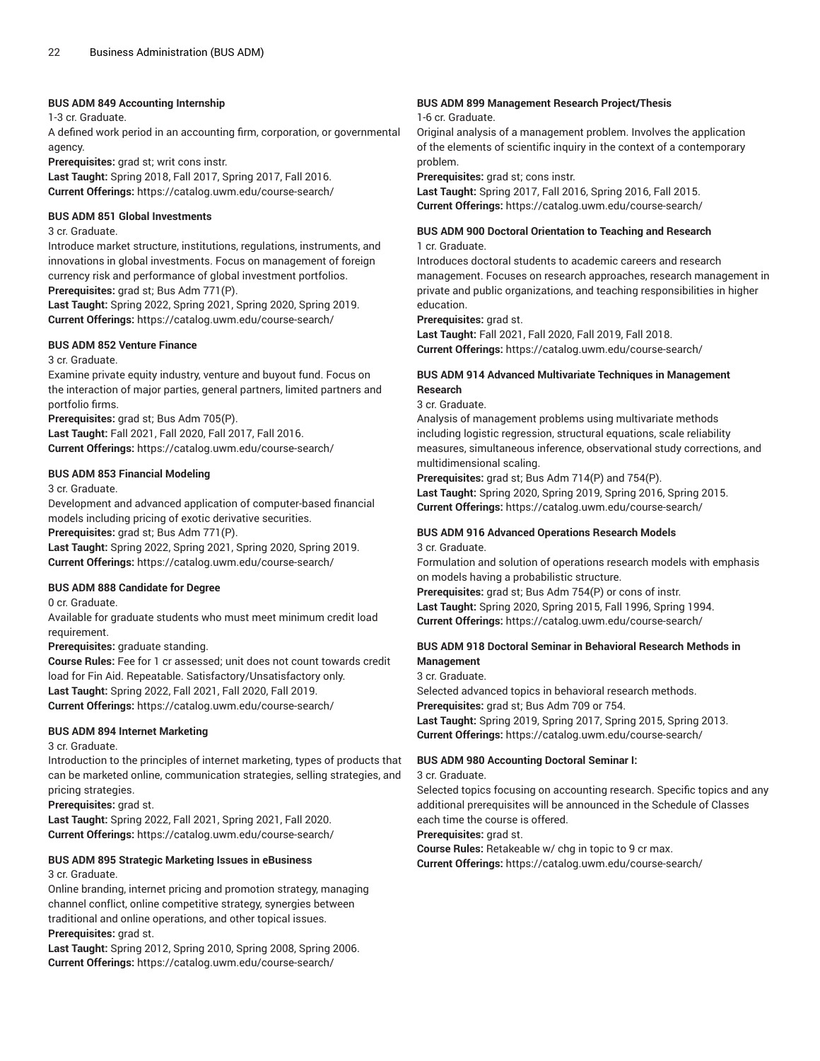**BUS ADM 849 Accounting Internship**

1-3 cr. Graduate.

A defined work period in an accounting firm, corporation, or governmental agency.

**Prerequisites:** grad st; writ cons instr.

**Last Taught:** Spring 2018, Fall 2017, Spring 2017, Fall 2016.

**Current Offerings:** https://catalog.uwm.edu/course-search/

**BUS ADM 851 Global Investments**

3 cr. Graduate.

Introduce market structure, institutions, regulations, instruments, and innovations in global investments. Focus on management of foreign currency risk and performance of global investment portfolios.

**Prerequisites:** grad st; Bus Adm 771(P).

**Last Taught:** Spring 2022, Spring 2021, Spring 2020, Spring 2019.

**Current Offerings:** https://catalog.uwm.edu/course-search/

**BUS ADM 852 Venture Finance**

3 cr. Graduate.

Examine private equity industry, venture and buyout fund. Focus on the interaction of major parties, general partners, limited partners and portfolio firms.

**Prerequisites:** grad st; Bus Adm 705(P).

**Last Taught:** Fall 2021, Fall 2020, Fall 2017, Fall 2016.

**Current Offerings:** https://catalog.uwm.edu/course-search/

**BUS ADM 853 Financial Modeling**

3 cr. Graduate.

Development and advanced application of computer-based financial models including pricing of exotic derivative securities.

**Prerequisites:** grad st; Bus Adm 771(P).

**Last Taught:** Spring 2022, Spring 2021, Spring 2020, Spring 2019.

**Current Offerings:** https://catalog.uwm.edu/course-search/

**BUS ADM 888 Candidate for Degree**

0 cr. Graduate.

Available for graduate students who must meet minimum credit load requirement.

**Prerequisites:** graduate standing.

**Course Rules:** Fee for 1 cr assessed; unit does not count towards credit load for Fin Aid. Repeatable. Satisfactory/Unsatisfactory only.

**Last Taught:** Spring 2022, Fall 2021, Fall 2020, Fall 2019.

**Current Offerings:** https://catalog.uwm.edu/course-search/

**BUS ADM 894 Internet Marketing**

3 cr. Graduate.

Introduction to the principles of internet marketing, types of products that can be marketed online, communication strategies, selling strategies, and pricing strategies.

**Prerequisites:** grad st.

**Last Taught:** Spring 2022, Fall 2021, Spring 2021, Fall 2020.

**Current Offerings:** https://catalog.uwm.edu/course-search/

**BUS ADM 895 Strategic Marketing Issues in eBusiness**

3 cr. Graduate.

Online branding, internet pricing and promotion strategy, managing channel conflict, online competitive strategy, synergies between traditional and online operations, and other topical issues.

**Prerequisites:** grad st.

**Last Taught:** Spring 2012, Spring 2010, Spring 2008, Spring 2006.

**Current Offerings:** https://catalog.uwm.edu/course-search/

**BUS ADM 899 Management Research Project/Thesis**

1-6 cr. Graduate.

Original analysis of a management problem. Involves the application of the elements of scientific inquiry in the context of a contemporary problem.

**Prerequisites:** grad st; cons instr.

**Last Taught:** Spring 2017, Fall 2016, Spring 2016, Fall 2015.

**Current Offerings:** https://catalog.uwm.edu/course-search/

**BUS ADM 900 Doctoral Orientation to Teaching and Research**

1 cr. Graduate.

Introduces doctoral students to academic careers and research management. Focuses on research approaches, research management in private and public organizations, and teaching responsibilities in higher education.

**Prerequisites:** grad st.

**Last Taught:** Fall 2021, Fall 2020, Fall 2019, Fall 2018.

**Current Offerings:** https://catalog.uwm.edu/course-search/

**BUS ADM 914 Advanced Multivariate Techniques in Management Research**

3 cr. Graduate.

Analysis of management problems using multivariate methods including logistic regression, structural equations, scale reliability measures, simultaneous inference, observational study corrections, and multidimensional scaling.

**Prerequisites:** grad st; Bus Adm 714(P) and 754(P).

**Last Taught:** Spring 2020, Spring 2019, Spring 2016, Spring 2015.

**Current Offerings:** https://catalog.uwm.edu/course-search/

**BUS ADM 916 Advanced Operations Research Models**

3 cr. Graduate.

Formulation and solution of operations research models with emphasis on models having a probabilistic structure.

**Prerequisites:** grad st; Bus Adm 754(P) or cons of instr.

**Last Taught:** Spring 2020, Spring 2015, Fall 1996, Spring 1994.

**Current Offerings:** https://catalog.uwm.edu/course-search/

**BUS ADM 918 Doctoral Seminar in Behavioral Research Methods in Management**

3 cr. Graduate.

Selected advanced topics in behavioral research methods.

**Prerequisites:** grad st; Bus Adm 709 or 754.

**Last Taught:** Spring 2019, Spring 2017, Spring 2015, Spring 2013.

**Current Offerings:** https://catalog.uwm.edu/course-search/

**BUS ADM 980 Accounting Doctoral Seminar I:**

3 cr. Graduate.

Selected topics focusing on accounting research. Specific topics and any additional prerequisites will be announced in the Schedule of Classes each time the course is offered.

**Prerequisites:** grad st.

**Course Rules:** Retakeable w/ chg in topic to 9 cr max.

**Current Offerings:** https://catalog.uwm.edu/course-search/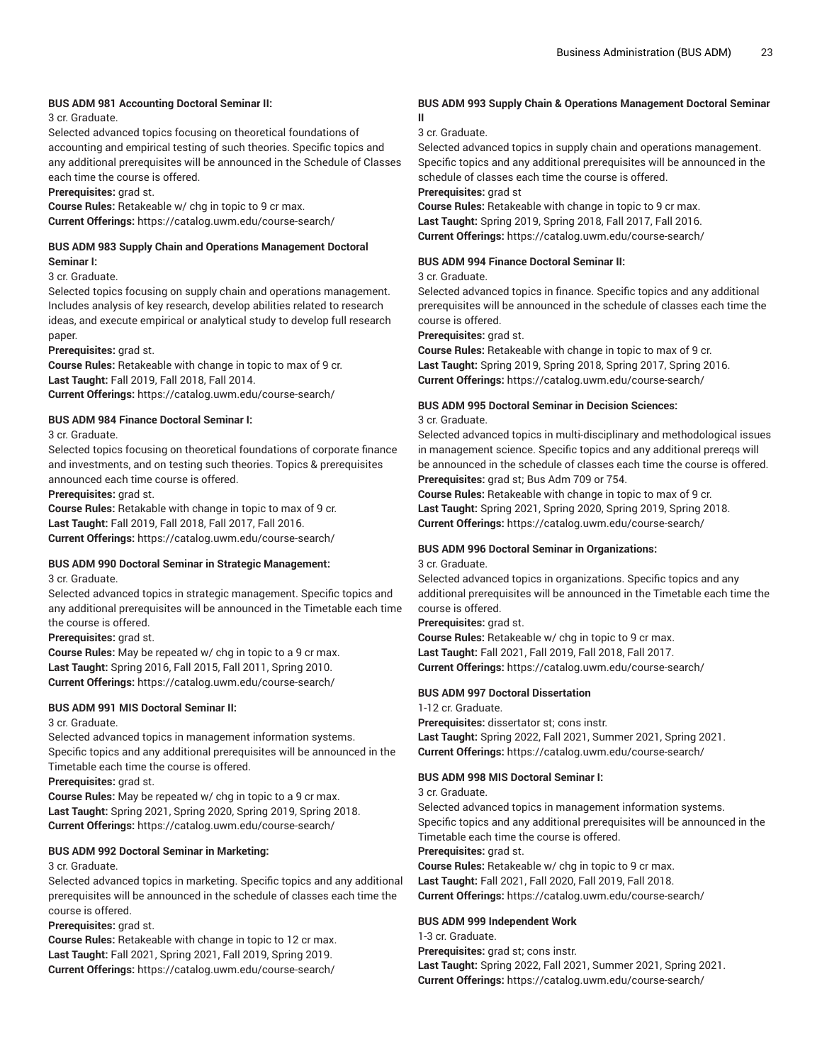**BUS ADM 981 Accounting Doctoral Seminar II:**

3 cr. Graduate.

Selected advanced topics focusing on theoretical foundations of accounting and empirical testing of such theories. Specific topics and any additional prerequisites will be announced in the Schedule of Classes each time the course is offered.

**Prerequisites:** grad st.

**Course Rules:** Retakeable w/ chg in topic to 9 cr max.

**Current Offerings:** https://catalog.uwm.edu/course-search/

**BUS ADM 983 Supply Chain and Operations Management Doctoral Seminar I:**

3 cr. Graduate.

Selected topics focusing on supply chain and operations management. Includes analysis of key research, develop abilities related to research ideas, and execute empirical or analytical study to develop full research paper.

**Prerequisites:** grad st.

**Course Rules:** Retakeable with change in topic to max of 9 cr.

**Last Taught:** Fall 2019, Fall 2018, Fall 2014.

**Current Offerings:** https://catalog.uwm.edu/course-search/

**BUS ADM 984 Finance Doctoral Seminar I:**

3 cr. Graduate.

Selected topics focusing on theoretical foundations of corporate finance and investments, and on testing such theories. Topics & prerequisites announced each time course is offered.

**Prerequisites:** grad st.

**Course Rules:** Retakable with change in topic to max of 9 cr.

**Last Taught:** Fall 2019, Fall 2018, Fall 2017, Fall 2016.

**Current Offerings:** https://catalog.uwm.edu/course-search/

**BUS ADM 990 Doctoral Seminar in Strategic Management:**

3 cr. Graduate.

Selected advanced topics in strategic management. Specific topics and any additional prerequisites will be announced in the Timetable each time the course is offered.

**Prerequisites:** grad st.

**Course Rules:** May be repeated w/ chg in topic to a 9 cr max.

**Last Taught:** Spring 2016, Fall 2015, Fall 2011, Spring 2010.

**Current Offerings:** https://catalog.uwm.edu/course-search/

**BUS ADM 991 MIS Doctoral Seminar II:**

3 cr. Graduate.

Selected advanced topics in management information systems. Specific topics and any additional prerequisites will be announced in the Timetable each time the course is offered.

**Prerequisites:** grad st.

**Course Rules:** May be repeated w/ chg in topic to a 9 cr max.

**Last Taught:** Spring 2021, Spring 2020, Spring 2019, Spring 2018.

**Current Offerings:** https://catalog.uwm.edu/course-search/

**BUS ADM 992 Doctoral Seminar in Marketing:**

3 cr. Graduate.

Selected advanced topics in marketing. Specific topics and any additional prerequisites will be announced in the schedule of classes each time the course is offered.

**Prerequisites:** grad st.

**Course Rules:** Retakeable with change in topic to 12 cr max.

**Last Taught:** Fall 2021, Spring 2021, Fall 2019, Spring 2019.

**Current Offerings:** https://catalog.uwm.edu/course-search/

**BUS ADM 993 Supply Chain & Operations Management Doctoral Seminar II**

3 cr. Graduate.

Selected advanced topics in supply chain and operations management. Specific topics and any additional prerequisites will be announced in the schedule of classes each time the course is offered.

**Prerequisites:** grad st

**Course Rules:** Retakeable with change in topic to 9 cr max.

**Last Taught:** Spring 2019, Spring 2018, Fall 2017, Fall 2016.

**Current Offerings:** https://catalog.uwm.edu/course-search/

**BUS ADM 994 Finance Doctoral Seminar II:**

3 cr. Graduate.

Selected advanced topics in finance. Specific topics and any additional prerequisites will be announced in the schedule of classes each time the course is offered.

**Prerequisites:** grad st.

**Course Rules:** Retakeable with change in topic to max of 9 cr.

**Last Taught:** Spring 2019, Spring 2018, Spring 2017, Spring 2016.

**Current Offerings:** https://catalog.uwm.edu/course-search/

**BUS ADM 995 Doctoral Seminar in Decision Sciences:**

3 cr. Graduate.

Selected advanced topics in multi-disciplinary and methodological issues in management science. Specific topics and any additional prereqs will be announced in the schedule of classes each time the course is offered.

**Prerequisites:** grad st; Bus Adm 709 or 754.

**Course Rules:** Retakeable with change in topic to max of 9 cr.

**Last Taught:** Spring 2021, Spring 2020, Spring 2019, Spring 2018.

**Current Offerings:** https://catalog.uwm.edu/course-search/

**BUS ADM 996 Doctoral Seminar in Organizations:**

3 cr. Graduate.

Selected advanced topics in organizations. Specific topics and any additional prerequisites will be announced in the Timetable each time the course is offered.

**Prerequisites:** grad st.

**Course Rules:** Retakeable w/ chg in topic to 9 cr max.

**Last Taught:** Fall 2021, Fall 2019, Fall 2018, Fall 2017.

**Current Offerings:** https://catalog.uwm.edu/course-search/

**BUS ADM 997 Doctoral Dissertation**

1-12 cr. Graduate.

**Prerequisites:** dissertator st; cons instr.

**Last Taught:** Spring 2022, Fall 2021, Summer 2021, Spring 2021.

**Current Offerings:** https://catalog.uwm.edu/course-search/

**BUS ADM 998 MIS Doctoral Seminar I:**

3 cr. Graduate.

Selected advanced topics in management information systems. Specific topics and any additional prerequisites will be announced in the Timetable each time the course is offered.

**Prerequisites:** grad st.

**Course Rules:** Retakeable w/ chg in topic to 9 cr max.

**Last Taught:** Fall 2021, Fall 2020, Fall 2019, Fall 2018.

**Current Offerings:** https://catalog.uwm.edu/course-search/

**BUS ADM 999 Independent Work**

1-3 cr. Graduate.

**Prerequisites:** grad st; cons instr.

**Last Taught:** Spring 2022, Fall 2021, Summer 2021, Spring 2021.

**Current Offerings:** https://catalog.uwm.edu/course-search/